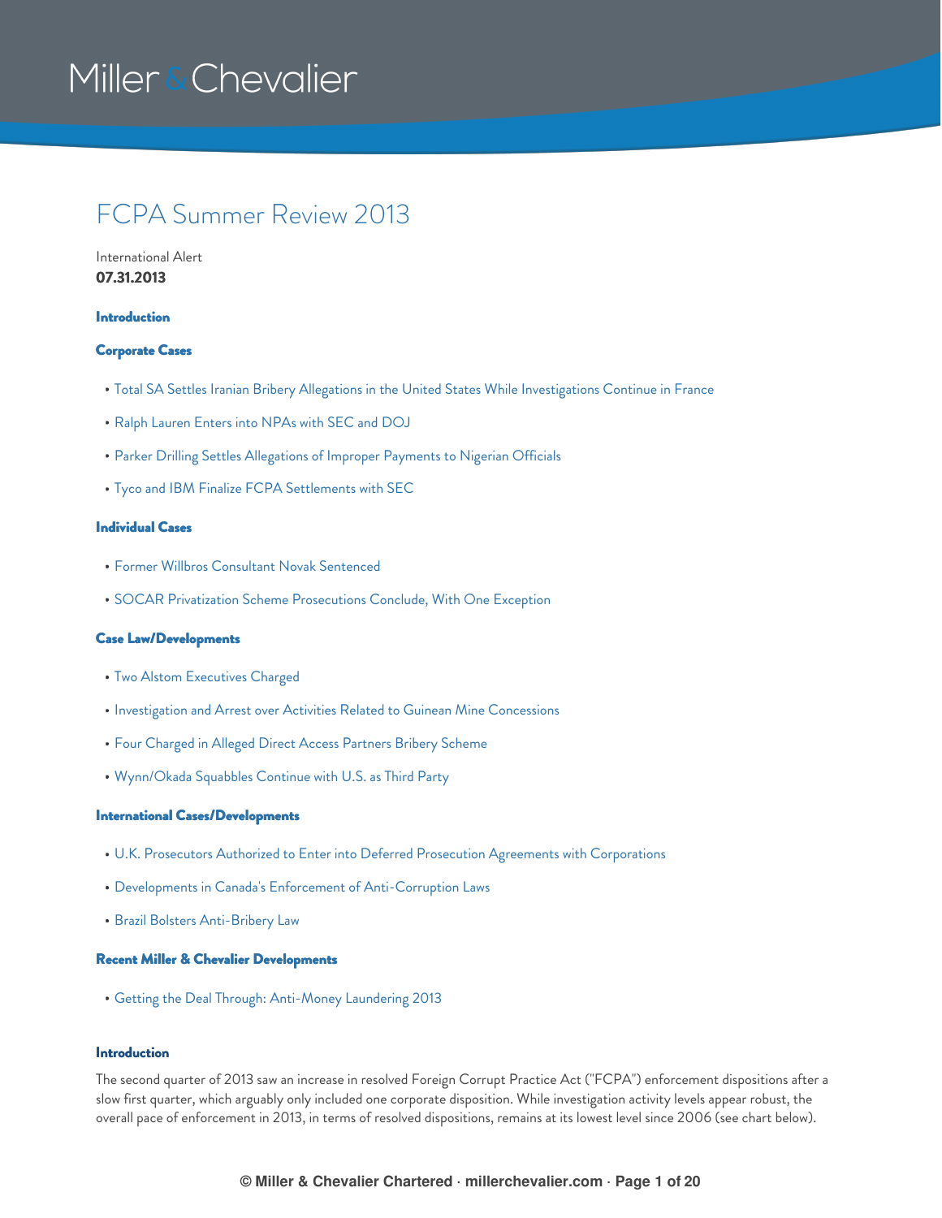Miller & Chevalier

# FCPA Summer Review 2013

International Alert
**07.31.2013**

### Introduction

### Corporate Cases

- Total SA Settles Iranian Bribery Allegations in the United States While Investigations Continue in France
- Ralph Lauren Enters into NPAs with SEC and DOJ
- Parker Drilling Settles Allegations of Improper Payments to Nigerian Officials
- Tyco and IBM Finalize FCPA Settlements with SEC

### Individual Cases

- Former Willbros Consultant Novak Sentenced
- SOCAR Privatization Scheme Prosecutions Conclude, With One Exception

### Case Law/Developments

- Two Alstom Executives Charged
- Investigation and Arrest over Activities Related to Guinean Mine Concessions
- Four Charged in Alleged Direct Access Partners Bribery Scheme
- Wynn/Okada Squabbles Continue with U.S. as Third Party

### International Cases/Developments

- U.K. Prosecutors Authorized to Enter into Deferred Prosecution Agreements with Corporations
- Developments in Canada's Enforcement of Anti-Corruption Laws
- Brazil Bolsters Anti-Bribery Law

### Recent Miller & Chevalier Developments

- Getting the Deal Through: Anti-Money Laundering 2013

## Introduction

The second quarter of 2013 saw an increase in resolved Foreign Corrupt Practice Act ("FCPA") enforcement dispositions after a slow first quarter, which arguably only included one corporate disposition. While investigation activity levels appear robust, the overall pace of enforcement in 2013, in terms of resolved dispositions, remains at its lowest level since 2006 (see chart below).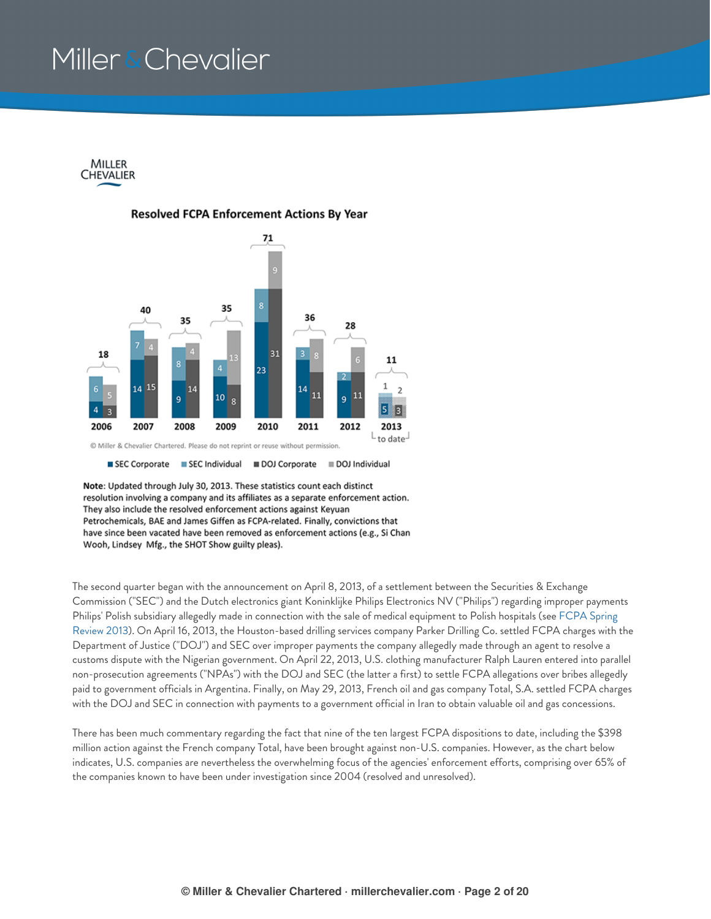**Resolved FCPA Enforcement Actions By Year**

| Year | SEC Corporate | SEC Individual | DOJ Corporate | DOJ Individual | Total |
|---|---|---|---|---|---|
| 2006 | 4 | 6 | 3 | 5 | 18 |
| 2007 | 14 | 7 | 15 | 4 | 40 |
| 2008 | 9 | 8 | 14 | 4 | 35 |
| 2009 | 10 | 4 | 8 | 13 | 35 |
| 2010 | 23 | 8 | 31 | 9 | 71 |
| 2011 | 14 | 3 | 11 | 8 | 36 |
| 2012 | 9 | 2 | 11 | 6 | 28 |
| 2013 (to date) | 5 | 1 | 3 | 2 | 11 |

© Miller & Chevalier Chartered. Please do not reprint or reuse without permission.

**Note**: Updated through July 30, 2013. These statistics count each distinct resolution involving a company and its affiliates as a separate enforcement action. They also include the resolved enforcement actions against Keyuan Petrochemicals, BAE and James Giffen as FCPA-related. Finally, convictions that have since been vacated have been removed as enforcement actions (e.g., Si Chan Wooh, Lindsey Mfg., the SHOT Show guilty pleas).

The second quarter began with the announcement on April 8, 2013, of a settlement between the Securities & Exchange Commission ("SEC") and the Dutch electronics giant Koninklijke Philips Electronics NV ("Philips") regarding improper payments Philips' Polish subsidiary allegedly made in connection with the sale of medical equipment to Polish hospitals (see FCPA Spring Review 2013). On April 16, 2013, the Houston-based drilling services company Parker Drilling Co. settled FCPA charges with the Department of Justice ("DOJ") and SEC over improper payments the company allegedly made through an agent to resolve a customs dispute with the Nigerian government. On April 22, 2013, U.S. clothing manufacturer Ralph Lauren entered into parallel non-prosecution agreements ("NPAs") with the DOJ and SEC (the latter a first) to settle FCPA allegations over bribes allegedly paid to government officials in Argentina. Finally, on May 29, 2013, French oil and gas company Total, S.A. settled FCPA charges with the DOJ and SEC in connection with payments to a government official in Iran to obtain valuable oil and gas concessions.

There has been much commentary regarding the fact that nine of the ten largest FCPA dispositions to date, including the $398 million action against the French company Total, have been brought against non-U.S. companies. However, as the chart below indicates, U.S. companies are nevertheless the overwhelming focus of the agencies' enforcement efforts, comprising over 65% of the companies known to have been under investigation since 2004 (resolved and unresolved).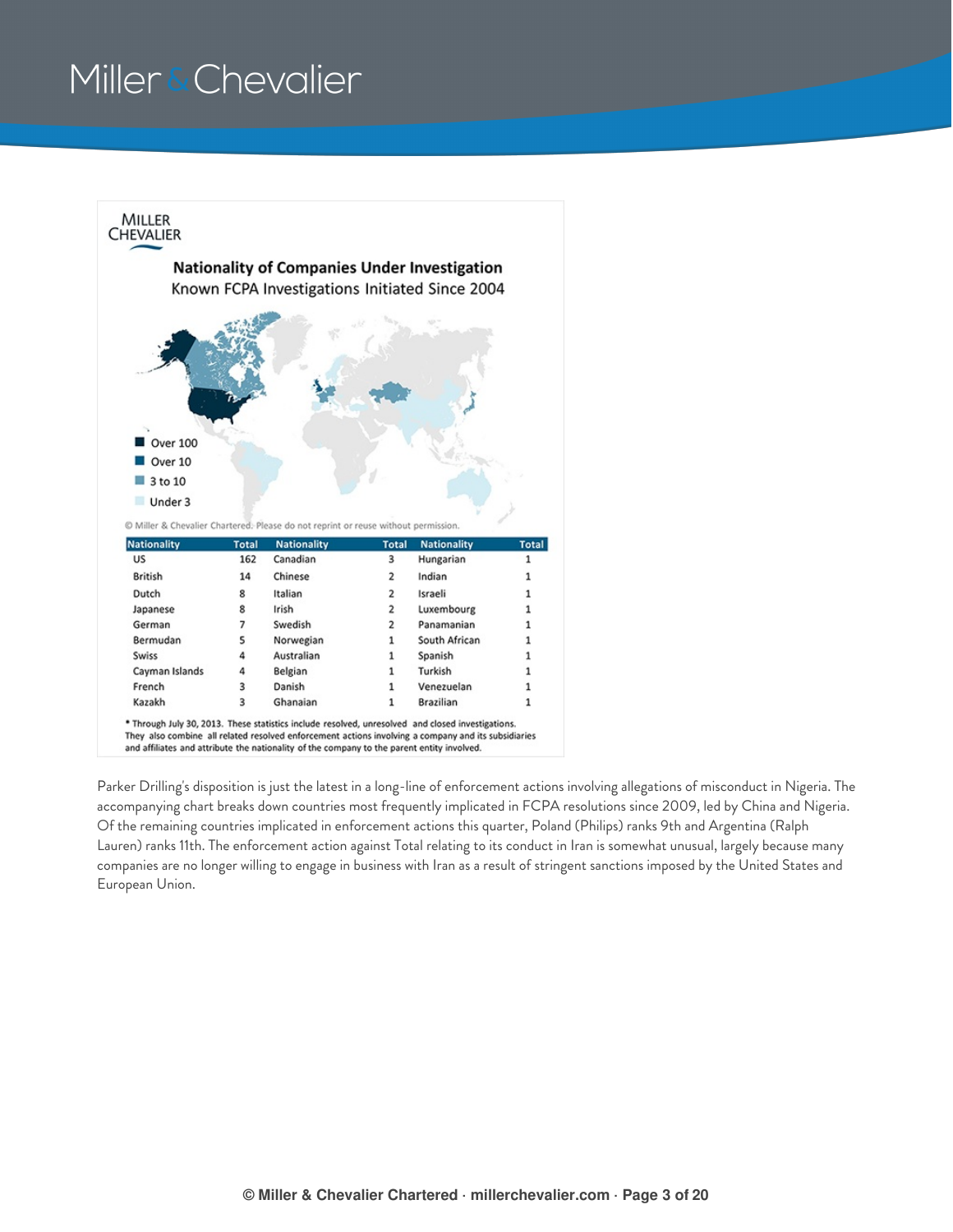MILLER CHEVALIER

**Nationality of Companies Under Investigation**

Known FCPA Investigations Initiated Since 2004

- Over 100
- Over 10
- 3 to 10
- Under 3

© Miller & Chevalier Chartered. Please do not reprint or reuse without permission.

| Nationality | Total | Nationality | Total | Nationality | Total |
|---|---|---|---|---|---|
| US | 162 | Canadian | 3 | Hungarian | 1 |
| British | 14 | Chinese | 2 | Indian | 1 |
| Dutch | 8 | Italian | 2 | Israeli | 1 |
| Japanese | 8 | Irish | 2 | Luxembourg | 1 |
| German | 7 | Swedish | 2 | Panamanian | 1 |
| Bermudan | 5 | Norwegian | 1 | South African | 1 |
| Swiss | 4 | Australian | 1 | Spanish | 1 |
| Cayman Islands | 4 | Belgian | 1 | Turkish | 1 |
| French | 3 | Danish | 1 | Venezuelan | 1 |
| Kazakh | 3 | Ghanaian | 1 | Brazilian | 1 |

* Through July 30, 2013. These statistics include resolved, unresolved and closed investigations. They also combine all related resolved enforcement actions involving a company and its subsidiaries and affiliates and attribute the nationality of the company to the parent entity involved.

Parker Drilling's disposition is just the latest in a long-line of enforcement actions involving allegations of misconduct in Nigeria. The accompanying chart breaks down countries most frequently implicated in FCPA resolutions since 2009, led by China and Nigeria. Of the remaining countries implicated in enforcement actions this quarter, Poland (Philips) ranks 9th and Argentina (Ralph Lauren) ranks 11th. The enforcement action against Total relating to its conduct in Iran is somewhat unusual, largely because many companies are no longer willing to engage in business with Iran as a result of stringent sanctions imposed by the United States and European Union.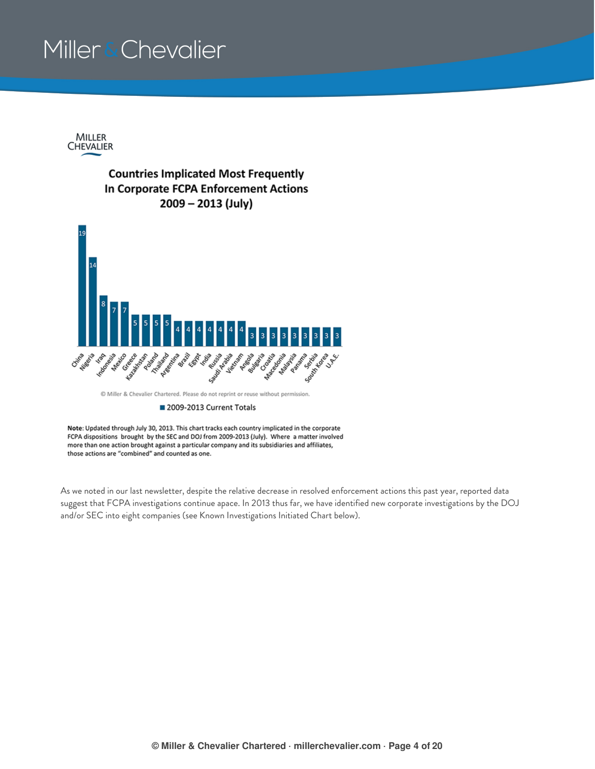MILLER
CHEVALIER

## Countries Implicated Most Frequently In Corporate FCPA Enforcement Actions 2009 – 2013 (July)

| Country | 2009-2013 Current Totals |
| --- | --- |
| China | 19 |
| Nigeria | 14 |
| Iraq | 8 |
| Indonesia | 7 |
| Mexico | 7 |
| Greece | 5 |
| Kazakhstan | 5 |
| Poland | 5 |
| Thailand | 5 |
| Argentina | 4 |
| Brazil | 4 |
| Egypt | 4 |
| India | 4 |
| Russia | 4 |
| Saudi Arabia | 4 |
| Vietnam | 4 |
| Angola | 3 |
| Bulgaria | 3 |
| Croatia | 3 |
| Macedonia | 3 |
| Malaysia | 3 |
| Panama | 3 |
| Serbia | 3 |
| South Korea | 3 |
| U.A.E. | 3 |

© Miller & Chevalier Chartered. Please do not reprint or reuse without permission.

**Note**: Updated through July 30, 2013. This chart tracks each country implicated in the corporate FCPA dispositions brought by the SEC and DOJ from 2009-2013 (July). Where a matter involved more than one action brought against a particular company and its subsidiaries and affiliates, those actions are "combined" and counted as one.

As we noted in our last newsletter, despite the relative decrease in resolved enforcement actions this past year, reported data suggest that FCPA investigations continue apace. In 2013 thus far, we have identified new corporate investigations by the DOJ and/or SEC into eight companies (see Known Investigations Initiated Chart below).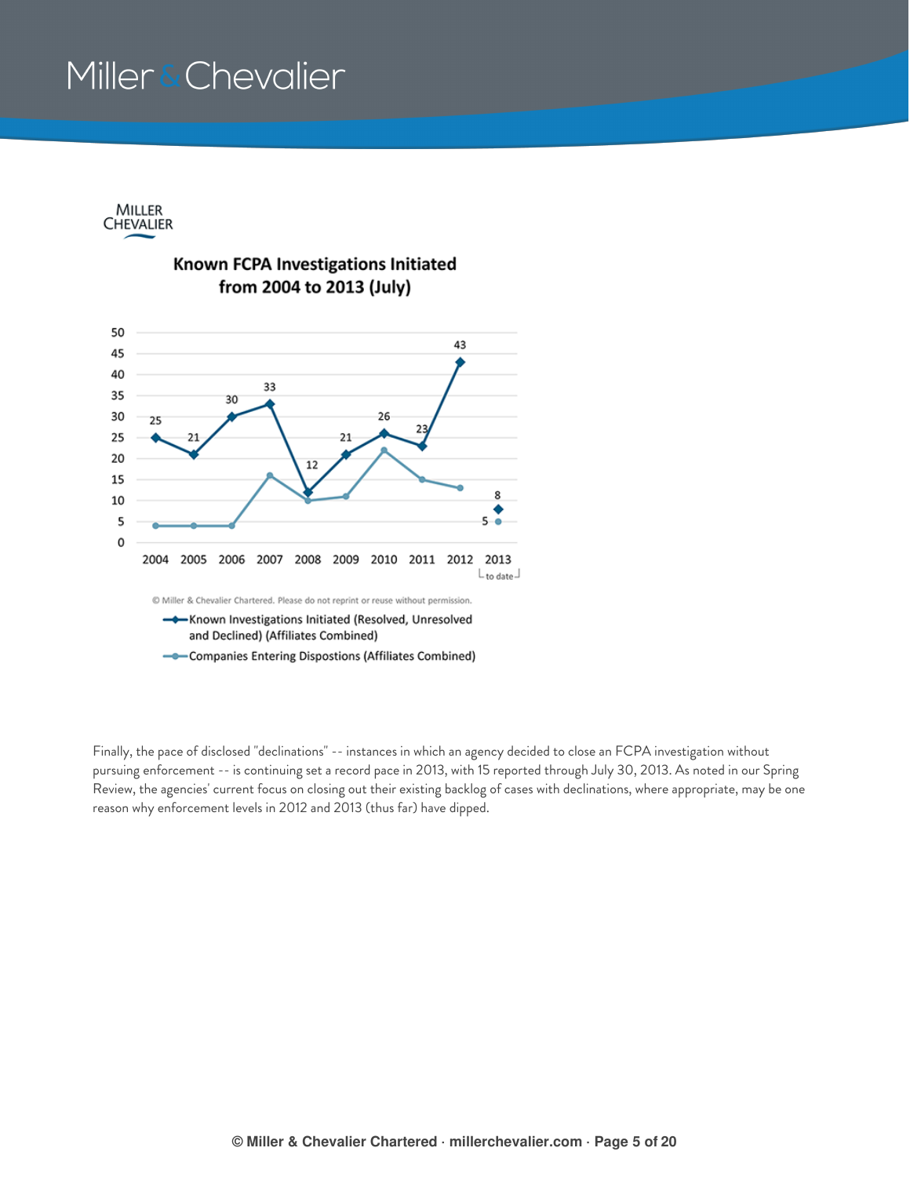**Known FCPA Investigations Initiated from 2004 to 2013 (July)**

| Year | Known Investigations Initiated (Resolved, Unresolved and Declined) (Affiliates Combined) | Companies Entering Dispostions (Affiliates Combined) |
|---|---|---|
| 2004 | 25 | |
| 2005 | 21 | |
| 2006 | 30 | |
| 2007 | 33 | |
| 2008 | 12 | |
| 2009 | 21 | |
| 2010 | 26 | |
| 2011 | 23 | |
| 2012 | 43 | |
| 2013 (to date) | 8 | 5 |

© Miller & Chevalier Chartered. Please do not reprint or reuse without permission.

Finally, the pace of disclosed "declinations" -- instances in which an agency decided to close an FCPA investigation without pursuing enforcement -- is continuing set a record pace in 2013, with 15 reported through July 30, 2013. As noted in our Spring Review, the agencies' current focus on closing out their existing backlog of cases with declinations, where appropriate, may be one reason why enforcement levels in 2012 and 2013 (thus far) have dipped.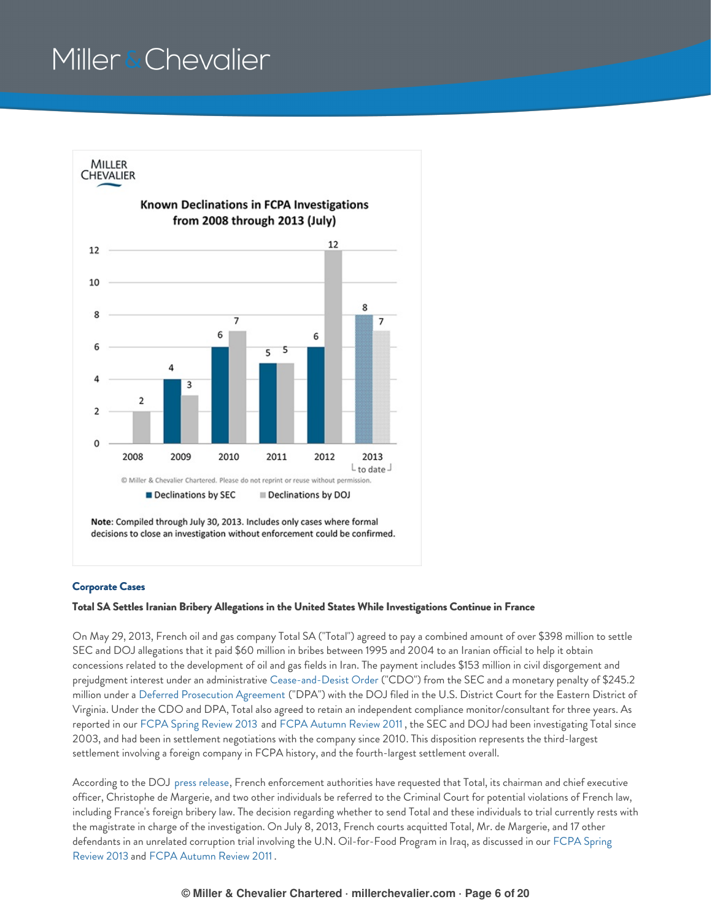**Known Declinations in FCPA Investigations from 2008 through 2013 (July)**

| Year | Declinations by SEC | Declinations by DOJ |
| --- | --- | --- |
| 2008 | | 2 |
| 2009 | 4 | 3 |
| 2010 | 6 | 7 |
| 2011 | 5 | 5 |
| 2012 | 6 | 12 |
| 2013 (to date) | 8 | 7 |

© Miller & Chevalier Chartered. Please do not reprint or reuse without permission.

**Note**: Compiled through July 30, 2013. Includes only cases where formal decisions to close an investigation without enforcement could be confirmed.

## Corporate Cases

### Total SA Settles Iranian Bribery Allegations in the United States While Investigations Continue in France

On May 29, 2013, French oil and gas company Total SA ("Total") agreed to pay a combined amount of over $398 million to settle SEC and DOJ allegations that it paid $60 million in bribes between 1995 and 2004 to an Iranian official to help it obtain concessions related to the development of oil and gas fields in Iran. The payment includes $153 million in civil disgorgement and prejudgment interest under an administrative Cease-and-Desist Order ("CDO") from the SEC and a monetary penalty of $245.2 million under a Deferred Prosecution Agreement ("DPA") with the DOJ filed in the U.S. District Court for the Eastern District of Virginia. Under the CDO and DPA, Total also agreed to retain an independent compliance monitor/consultant for three years. As reported in our FCPA Spring Review 2013 and FCPA Autumn Review 2011, the SEC and DOJ had been investigating Total since 2003, and had been in settlement negotiations with the company since 2010. This disposition represents the third-largest settlement involving a foreign company in FCPA history, and the fourth-largest settlement overall.

According to the DOJ press release, French enforcement authorities have requested that Total, its chairman and chief executive officer, Christophe de Margerie, and two other individuals be referred to the Criminal Court for potential violations of French law, including France's foreign bribery law. The decision regarding whether to send Total and these individuals to trial currently rests with the magistrate in charge of the investigation. On July 8, 2013, French courts acquitted Total, Mr. de Margerie, and 17 other defendants in an unrelated corruption trial involving the U.N. Oil-for-Food Program in Iraq, as discussed in our FCPA Spring Review 2013 and FCPA Autumn Review 2011.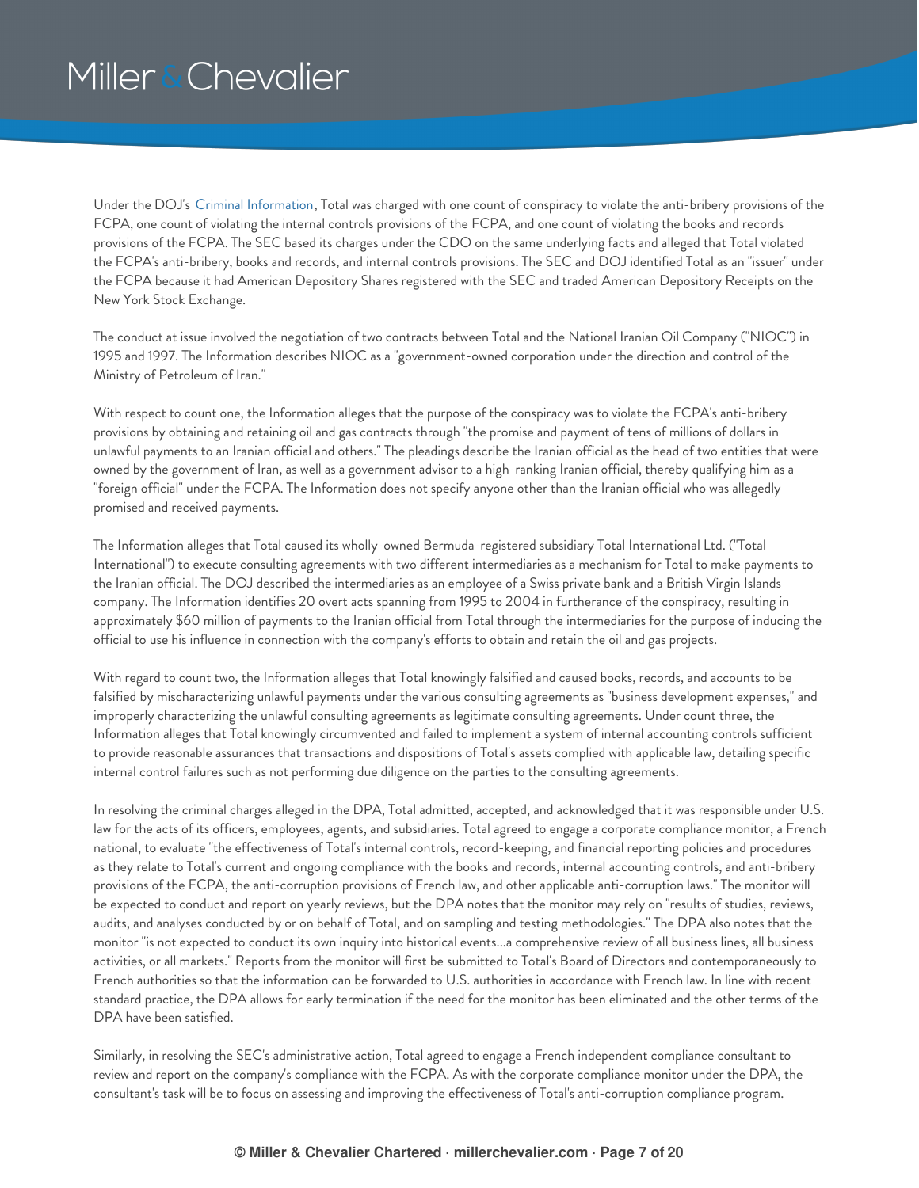Under the DOJ's Criminal Information, Total was charged with one count of conspiracy to violate the anti-bribery provisions of the FCPA, one count of violating the internal controls provisions of the FCPA, and one count of violating the books and records provisions of the FCPA. The SEC based its charges under the CDO on the same underlying facts and alleged that Total violated the FCPA's anti-bribery, books and records, and internal controls provisions. The SEC and DOJ identified Total as an "issuer" under the FCPA because it had American Depository Shares registered with the SEC and traded American Depository Receipts on the New York Stock Exchange.

The conduct at issue involved the negotiation of two contracts between Total and the National Iranian Oil Company ("NIOC") in 1995 and 1997. The Information describes NIOC as a "government-owned corporation under the direction and control of the Ministry of Petroleum of Iran."

With respect to count one, the Information alleges that the purpose of the conspiracy was to violate the FCPA's anti-bribery provisions by obtaining and retaining oil and gas contracts through "the promise and payment of tens of millions of dollars in unlawful payments to an Iranian official and others." The pleadings describe the Iranian official as the head of two entities that were owned by the government of Iran, as well as a government advisor to a high-ranking Iranian official, thereby qualifying him as a "foreign official" under the FCPA. The Information does not specify anyone other than the Iranian official who was allegedly promised and received payments.

The Information alleges that Total caused its wholly-owned Bermuda-registered subsidiary Total International Ltd. ("Total International") to execute consulting agreements with two different intermediaries as a mechanism for Total to make payments to the Iranian official. The DOJ described the intermediaries as an employee of a Swiss private bank and a British Virgin Islands company. The Information identifies 20 overt acts spanning from 1995 to 2004 in furtherance of the conspiracy, resulting in approximately $60 million of payments to the Iranian official from Total through the intermediaries for the purpose of inducing the official to use his influence in connection with the company's efforts to obtain and retain the oil and gas projects.

With regard to count two, the Information alleges that Total knowingly falsified and caused books, records, and accounts to be falsified by mischaracterizing unlawful payments under the various consulting agreements as "business development expenses," and improperly characterizing the unlawful consulting agreements as legitimate consulting agreements. Under count three, the Information alleges that Total knowingly circumvented and failed to implement a system of internal accounting controls sufficient to provide reasonable assurances that transactions and dispositions of Total's assets complied with applicable law, detailing specific internal control failures such as not performing due diligence on the parties to the consulting agreements.

In resolving the criminal charges alleged in the DPA, Total admitted, accepted, and acknowledged that it was responsible under U.S. law for the acts of its officers, employees, agents, and subsidiaries. Total agreed to engage a corporate compliance monitor, a French national, to evaluate "the effectiveness of Total's internal controls, record-keeping, and financial reporting policies and procedures as they relate to Total's current and ongoing compliance with the books and records, internal accounting controls, and anti-bribery provisions of the FCPA, the anti-corruption provisions of French law, and other applicable anti-corruption laws." The monitor will be expected to conduct and report on yearly reviews, but the DPA notes that the monitor may rely on "results of studies, reviews, audits, and analyses conducted by or on behalf of Total, and on sampling and testing methodologies." The DPA also notes that the monitor "is not expected to conduct its own inquiry into historical events...a comprehensive review of all business lines, all business activities, or all markets." Reports from the monitor will first be submitted to Total's Board of Directors and contemporaneously to French authorities so that the information can be forwarded to U.S. authorities in accordance with French law. In line with recent standard practice, the DPA allows for early termination if the need for the monitor has been eliminated and the other terms of the DPA have been satisfied.

Similarly, in resolving the SEC's administrative action, Total agreed to engage a French independent compliance consultant to review and report on the company's compliance with the FCPA. As with the corporate compliance monitor under the DPA, the consultant's task will be to focus on assessing and improving the effectiveness of Total's anti-corruption compliance program.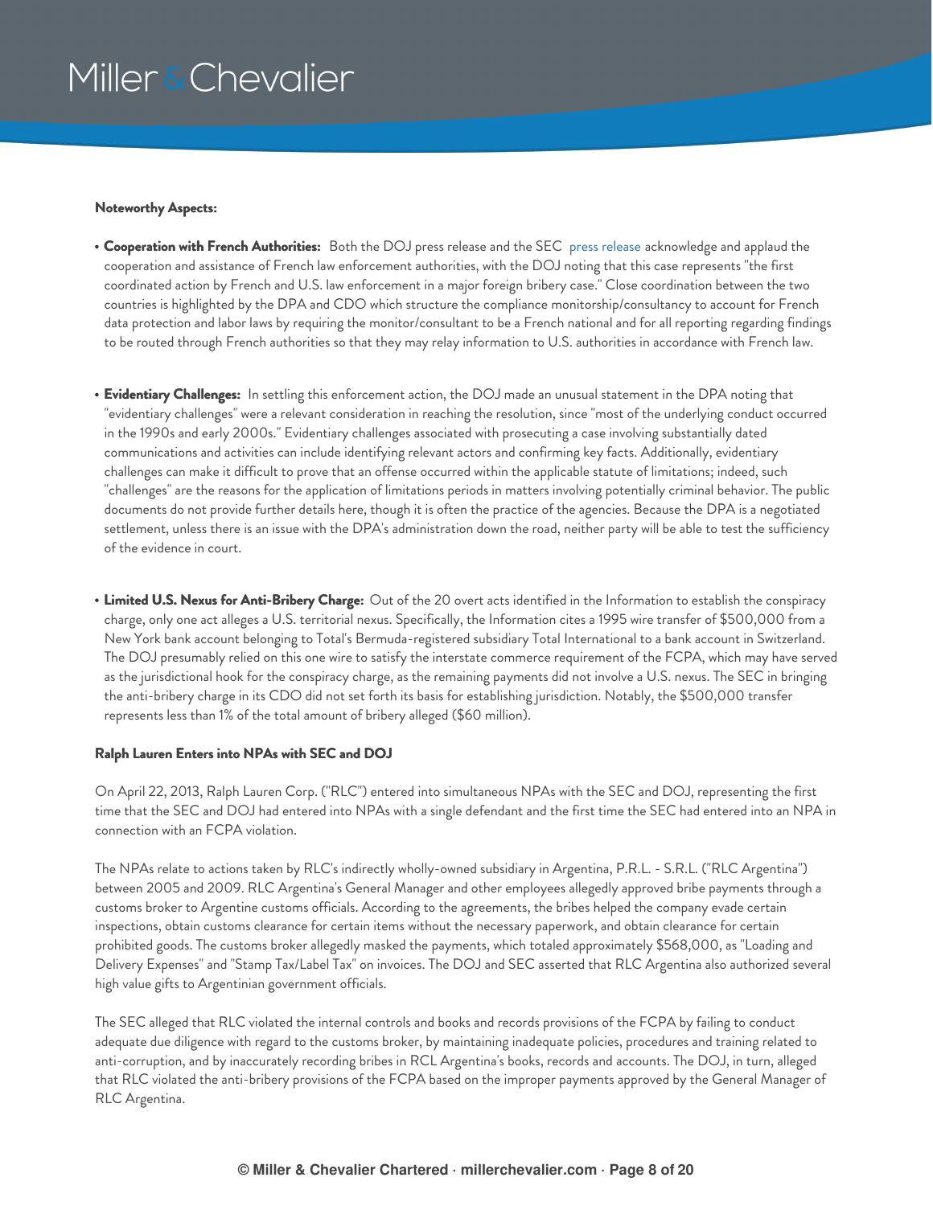**Noteworthy Aspects:**

- **Cooperation with French Authorities:** Both the DOJ press release and the SEC press release acknowledge and applaud the cooperation and assistance of French law enforcement authorities, with the DOJ noting that this case represents "the first coordinated action by French and U.S. law enforcement in a major foreign bribery case." Close coordination between the two countries is highlighted by the DPA and CDO which structure the compliance monitorship/consultancy to account for French data protection and labor laws by requiring the monitor/consultant to be a French national and for all reporting regarding findings to be routed through French authorities so that they may relay information to U.S. authorities in accordance with French law.

- **Evidentiary Challenges:** In settling this enforcement action, the DOJ made an unusual statement in the DPA noting that "evidentiary challenges" were a relevant consideration in reaching the resolution, since "most of the underlying conduct occurred in the 1990s and early 2000s." Evidentiary challenges associated with prosecuting a case involving substantially dated communications and activities can include identifying relevant actors and confirming key facts. Additionally, evidentiary challenges can make it difficult to prove that an offense occurred within the applicable statute of limitations; indeed, such "challenges" are the reasons for the application of limitations periods in matters involving potentially criminal behavior. The public documents do not provide further details here, though it is often the practice of the agencies. Because the DPA is a negotiated settlement, unless there is an issue with the DPA's administration down the road, neither party will be able to test the sufficiency of the evidence in court.

- **Limited U.S. Nexus for Anti-Bribery Charge:** Out of the 20 overt acts identified in the Information to establish the conspiracy charge, only one act alleges a U.S. territorial nexus. Specifically, the Information cites a 1995 wire transfer of $500,000 from a New York bank account belonging to Total's Bermuda-registered subsidiary Total International to a bank account in Switzerland. The DOJ presumably relied on this one wire to satisfy the interstate commerce requirement of the FCPA, which may have served as the jurisdictional hook for the conspiracy charge, as the remaining payments did not involve a U.S. nexus. The SEC in bringing the anti-bribery charge in its CDO did not set forth its basis for establishing jurisdiction. Notably, the $500,000 transfer represents less than 1% of the total amount of bribery alleged ($60 million).

**Ralph Lauren Enters into NPAs with SEC and DOJ**

On April 22, 2013, Ralph Lauren Corp. ("RLC") entered into simultaneous NPAs with the SEC and DOJ, representing the first time that the SEC and DOJ had entered into NPAs with a single defendant and the first time the SEC had entered into an NPA in connection with an FCPA violation.

The NPAs relate to actions taken by RLC's indirectly wholly-owned subsidiary in Argentina, P.R.L. - S.R.L. ("RLC Argentina") between 2005 and 2009. RLC Argentina's General Manager and other employees allegedly approved bribe payments through a customs broker to Argentine customs officials. According to the agreements, the bribes helped the company evade certain inspections, obtain customs clearance for certain items without the necessary paperwork, and obtain clearance for certain prohibited goods. The customs broker allegedly masked the payments, which totaled approximately $568,000, as "Loading and Delivery Expenses" and "Stamp Tax/Label Tax" on invoices. The DOJ and SEC asserted that RLC Argentina also authorized several high value gifts to Argentinian government officials.

The SEC alleged that RLC violated the internal controls and books and records provisions of the FCPA by failing to conduct adequate due diligence with regard to the customs broker, by maintaining inadequate policies, procedures and training related to anti-corruption, and by inaccurately recording bribes in RCL Argentina's books, records and accounts. The DOJ, in turn, alleged that RLC violated the anti-bribery provisions of the FCPA based on the improper payments approved by the General Manager of RLC Argentina.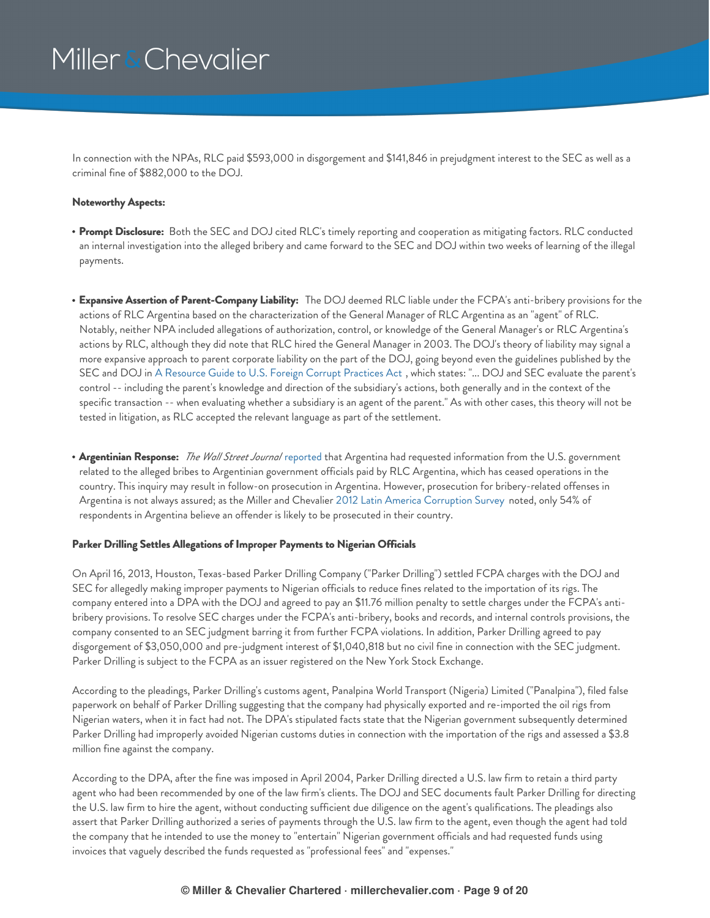In connection with the NPAs, RLC paid $593,000 in disgorgement and $141,846 in prejudgment interest to the SEC as well as a criminal fine of $882,000 to the DOJ.

**Noteworthy Aspects:**

- **Prompt Disclosure:** Both the SEC and DOJ cited RLC's timely reporting and cooperation as mitigating factors. RLC conducted an internal investigation into the alleged bribery and came forward to the SEC and DOJ within two weeks of learning of the illegal payments.

- **Expansive Assertion of Parent-Company Liability:** The DOJ deemed RLC liable under the FCPA's anti-bribery provisions for the actions of RLC Argentina based on the characterization of the General Manager of RLC Argentina as an "agent" of RLC. Notably, neither NPA included allegations of authorization, control, or knowledge of the General Manager's or RLC Argentina's actions by RLC, although they did note that RLC hired the General Manager in 2003. The DOJ's theory of liability may signal a more expansive approach to parent corporate liability on the part of the DOJ, going beyond even the guidelines published by the SEC and DOJ in A Resource Guide to U.S. Foreign Corrupt Practices Act , which states: "... DOJ and SEC evaluate the parent's control -- including the parent's knowledge and direction of the subsidiary's actions, both generally and in the context of the specific transaction -- when evaluating whether a subsidiary is an agent of the parent." As with other cases, this theory will not be tested in litigation, as RLC accepted the relevant language as part of the settlement.

- **Argentinian Response:** *The Wall Street Journal* reported that Argentina had requested information from the U.S. government related to the alleged bribes to Argentinian government officials paid by RLC Argentina, which has ceased operations in the country. This inquiry may result in follow-on prosecution in Argentina. However, prosecution for bribery-related offenses in Argentina is not always assured; as the Miller and Chevalier 2012 Latin America Corruption Survey noted, only 54% of respondents in Argentina believe an offender is likely to be prosecuted in their country.

**Parker Drilling Settles Allegations of Improper Payments to Nigerian Officials**

On April 16, 2013, Houston, Texas-based Parker Drilling Company ("Parker Drilling") settled FCPA charges with the DOJ and SEC for allegedly making improper payments to Nigerian officials to reduce fines related to the importation of its rigs. The company entered into a DPA with the DOJ and agreed to pay an $11.76 million penalty to settle charges under the FCPA's anti-bribery provisions. To resolve SEC charges under the FCPA's anti-bribery, books and records, and internal controls provisions, the company consented to an SEC judgment barring it from further FCPA violations. In addition, Parker Drilling agreed to pay disgorgement of $3,050,000 and pre-judgment interest of $1,040,818 but no civil fine in connection with the SEC judgment. Parker Drilling is subject to the FCPA as an issuer registered on the New York Stock Exchange.

According to the pleadings, Parker Drilling's customs agent, Panalpina World Transport (Nigeria) Limited ("Panalpina"), filed false paperwork on behalf of Parker Drilling suggesting that the company had physically exported and re-imported the oil rigs from Nigerian waters, when it in fact had not. The DPA's stipulated facts state that the Nigerian government subsequently determined Parker Drilling had improperly avoided Nigerian customs duties in connection with the importation of the rigs and assessed a $3.8 million fine against the company.

According to the DPA, after the fine was imposed in April 2004, Parker Drilling directed a U.S. law firm to retain a third party agent who had been recommended by one of the law firm's clients. The DOJ and SEC documents fault Parker Drilling for directing the U.S. law firm to hire the agent, without conducting sufficient due diligence on the agent's qualifications. The pleadings also assert that Parker Drilling authorized a series of payments through the U.S. law firm to the agent, even though the agent had told the company that he intended to use the money to "entertain" Nigerian government officials and had requested funds using invoices that vaguely described the funds requested as "professional fees" and "expenses."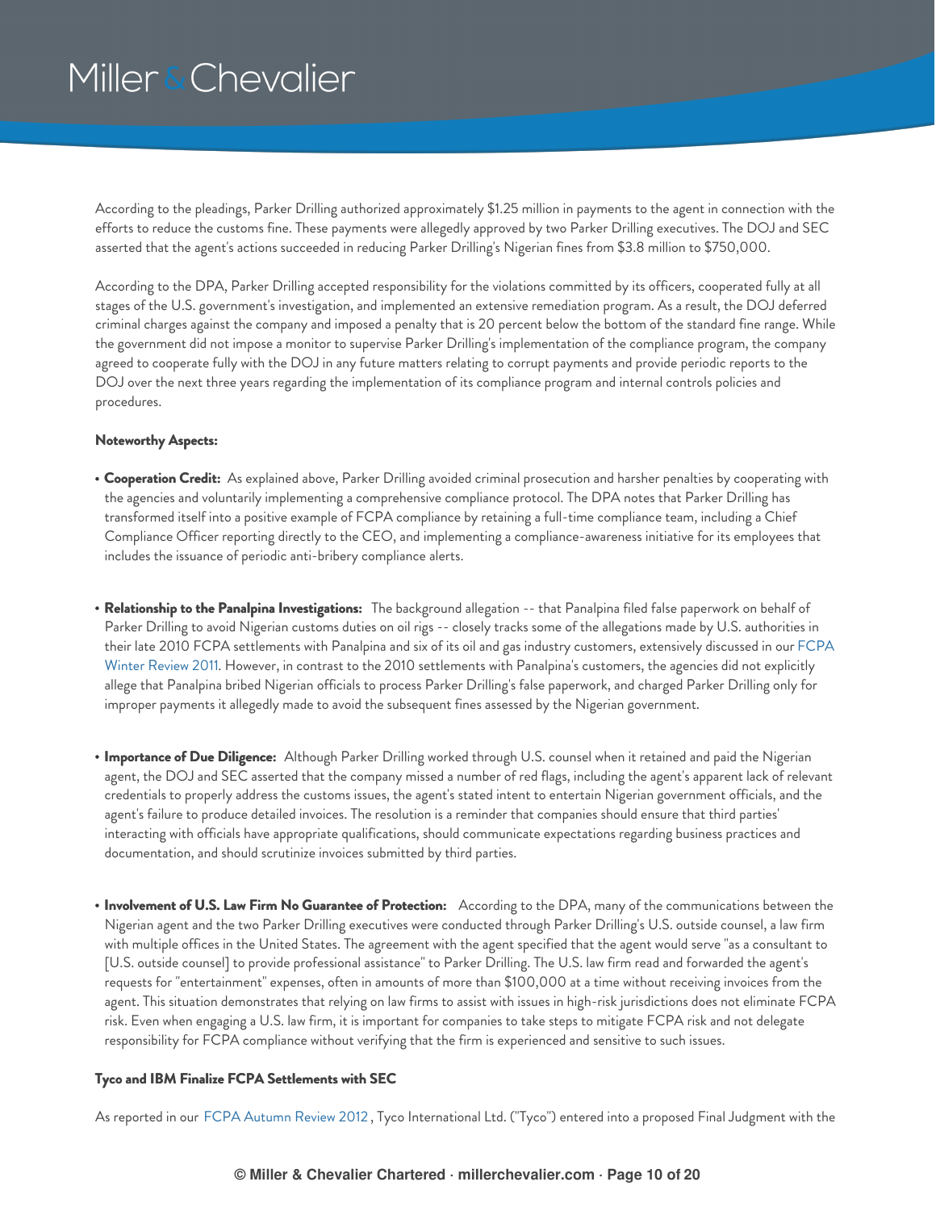According to the pleadings, Parker Drilling authorized approximately $1.25 million in payments to the agent in connection with the efforts to reduce the customs fine. These payments were allegedly approved by two Parker Drilling executives. The DOJ and SEC asserted that the agent's actions succeeded in reducing Parker Drilling's Nigerian fines from $3.8 million to $750,000.

According to the DPA, Parker Drilling accepted responsibility for the violations committed by its officers, cooperated fully at all stages of the U.S. government's investigation, and implemented an extensive remediation program. As a result, the DOJ deferred criminal charges against the company and imposed a penalty that is 20 percent below the bottom of the standard fine range. While the government did not impose a monitor to supervise Parker Drilling's implementation of the compliance program, the company agreed to cooperate fully with the DOJ in any future matters relating to corrupt payments and provide periodic reports to the DOJ over the next three years regarding the implementation of its compliance program and internal controls policies and procedures.

**Noteworthy Aspects:**

- **Cooperation Credit:** As explained above, Parker Drilling avoided criminal prosecution and harsher penalties by cooperating with the agencies and voluntarily implementing a comprehensive compliance protocol. The DPA notes that Parker Drilling has transformed itself into a positive example of FCPA compliance by retaining a full-time compliance team, including a Chief Compliance Officer reporting directly to the CEO, and implementing a compliance-awareness initiative for its employees that includes the issuance of periodic anti-bribery compliance alerts.

- **Relationship to the Panalpina Investigations:** The background allegation -- that Panalpina filed false paperwork on behalf of Parker Drilling to avoid Nigerian customs duties on oil rigs -- closely tracks some of the allegations made by U.S. authorities in their late 2010 FCPA settlements with Panalpina and six of its oil and gas industry customers, extensively discussed in our FCPA Winter Review 2011. However, in contrast to the 2010 settlements with Panalpina's customers, the agencies did not explicitly allege that Panalpina bribed Nigerian officials to process Parker Drilling's false paperwork, and charged Parker Drilling only for improper payments it allegedly made to avoid the subsequent fines assessed by the Nigerian government.

- **Importance of Due Diligence:** Although Parker Drilling worked through U.S. counsel when it retained and paid the Nigerian agent, the DOJ and SEC asserted that the company missed a number of red flags, including the agent's apparent lack of relevant credentials to properly address the customs issues, the agent's stated intent to entertain Nigerian government officials, and the agent's failure to produce detailed invoices. The resolution is a reminder that companies should ensure that third parties' interacting with officials have appropriate qualifications, should communicate expectations regarding business practices and documentation, and should scrutinize invoices submitted by third parties.

- **Involvement of U.S. Law Firm No Guarantee of Protection:** According to the DPA, many of the communications between the Nigerian agent and the two Parker Drilling executives were conducted through Parker Drilling's U.S. outside counsel, a law firm with multiple offices in the United States. The agreement with the agent specified that the agent would serve "as a consultant to [U.S. outside counsel] to provide professional assistance" to Parker Drilling. The U.S. law firm read and forwarded the agent's requests for "entertainment" expenses, often in amounts of more than $100,000 at a time without receiving invoices from the agent. This situation demonstrates that relying on law firms to assist with issues in high-risk jurisdictions does not eliminate FCPA risk. Even when engaging a U.S. law firm, it is important for companies to take steps to mitigate FCPA risk and not delegate responsibility for FCPA compliance without verifying that the firm is experienced and sensitive to such issues.

**Tyco and IBM Finalize FCPA Settlements with SEC**

As reported in our FCPA Autumn Review 2012 , Tyco International Ltd. ("Tyco") entered into a proposed Final Judgment with the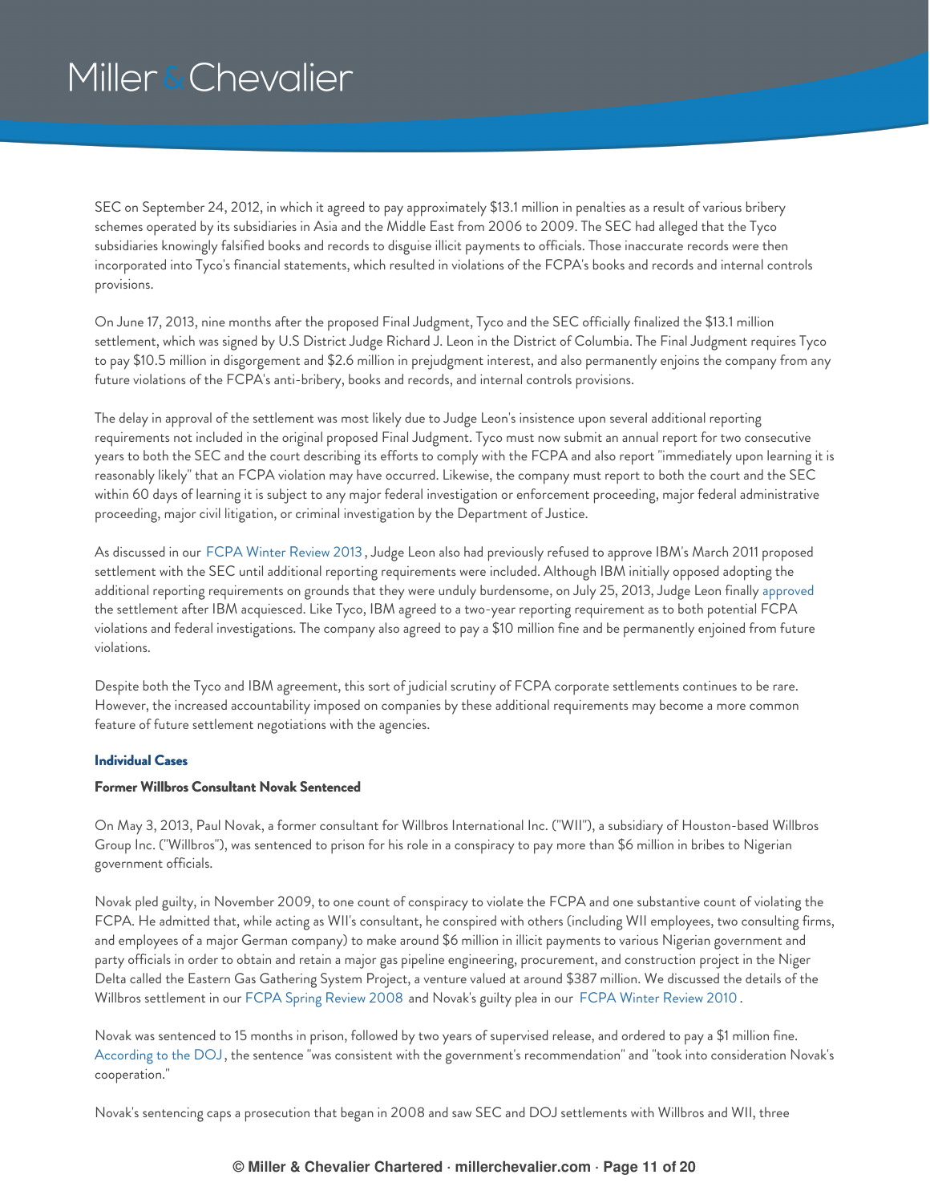SEC on September 24, 2012, in which it agreed to pay approximately $13.1 million in penalties as a result of various bribery schemes operated by its subsidiaries in Asia and the Middle East from 2006 to 2009. The SEC had alleged that the Tyco subsidiaries knowingly falsified books and records to disguise illicit payments to officials. Those inaccurate records were then incorporated into Tyco's financial statements, which resulted in violations of the FCPA's books and records and internal controls provisions.

On June 17, 2013, nine months after the proposed Final Judgment, Tyco and the SEC officially finalized the $13.1 million settlement, which was signed by U.S District Judge Richard J. Leon in the District of Columbia. The Final Judgment requires Tyco to pay $10.5 million in disgorgement and $2.6 million in prejudgment interest, and also permanently enjoins the company from any future violations of the FCPA's anti-bribery, books and records, and internal controls provisions.

The delay in approval of the settlement was most likely due to Judge Leon's insistence upon several additional reporting requirements not included in the original proposed Final Judgment. Tyco must now submit an annual report for two consecutive years to both the SEC and the court describing its efforts to comply with the FCPA and also report "immediately upon learning it is reasonably likely" that an FCPA violation may have occurred. Likewise, the company must report to both the court and the SEC within 60 days of learning it is subject to any major federal investigation or enforcement proceeding, major federal administrative proceeding, major civil litigation, or criminal investigation by the Department of Justice.

As discussed in our FCPA Winter Review 2013, Judge Leon also had previously refused to approve IBM's March 2011 proposed settlement with the SEC until additional reporting requirements were included. Although IBM initially opposed adopting the additional reporting requirements on grounds that they were unduly burdensome, on July 25, 2013, Judge Leon finally approved the settlement after IBM acquiesced. Like Tyco, IBM agreed to a two-year reporting requirement as to both potential FCPA violations and federal investigations. The company also agreed to pay a $10 million fine and be permanently enjoined from future violations.

Despite both the Tyco and IBM agreement, this sort of judicial scrutiny of FCPA corporate settlements continues to be rare. However, the increased accountability imposed on companies by these additional requirements may become a more common feature of future settlement negotiations with the agencies.

### Individual Cases

#### Former Willbros Consultant Novak Sentenced

On May 3, 2013, Paul Novak, a former consultant for Willbros International Inc. ("WII"), a subsidiary of Houston-based Willbros Group Inc. ("Willbros"), was sentenced to prison for his role in a conspiracy to pay more than $6 million in bribes to Nigerian government officials.

Novak pled guilty, in November 2009, to one count of conspiracy to violate the FCPA and one substantive count of violating the FCPA. He admitted that, while acting as WII's consultant, he conspired with others (including WII employees, two consulting firms, and employees of a major German company) to make around $6 million in illicit payments to various Nigerian government and party officials in order to obtain and retain a major gas pipeline engineering, procurement, and construction project in the Niger Delta called the Eastern Gas Gathering System Project, a venture valued at around $387 million. We discussed the details of the Willbros settlement in our FCPA Spring Review 2008 and Novak's guilty plea in our FCPA Winter Review 2010.

Novak was sentenced to 15 months in prison, followed by two years of supervised release, and ordered to pay a $1 million fine. According to the DOJ, the sentence "was consistent with the government's recommendation" and "took into consideration Novak's cooperation."

Novak's sentencing caps a prosecution that began in 2008 and saw SEC and DOJ settlements with Willbros and WII, three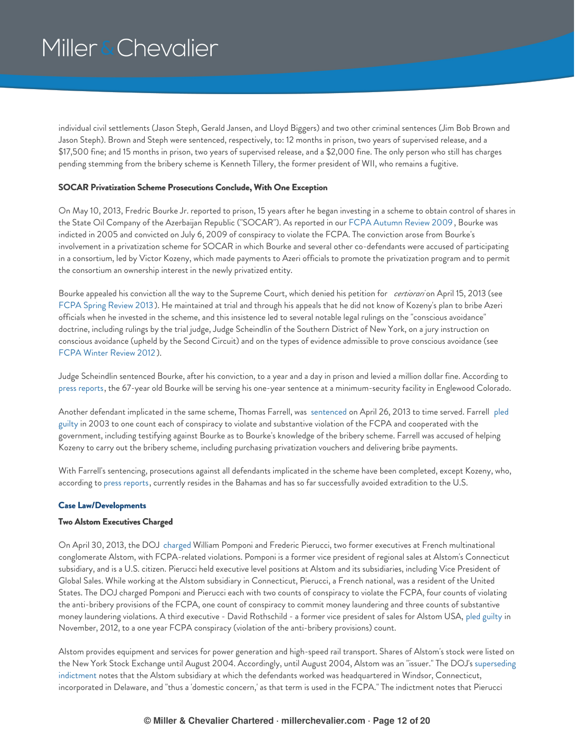individual civil settlements (Jason Steph, Gerald Jansen, and Lloyd Biggers) and two other criminal sentences (Jim Bob Brown and Jason Steph). Brown and Steph were sentenced, respectively, to: 12 months in prison, two years of supervised release, and a $17,500 fine; and 15 months in prison, two years of supervised release, and a $2,000 fine. The only person who still has charges pending stemming from the bribery scheme is Kenneth Tillery, the former president of WII, who remains a fugitive.

**SOCAR Privatization Scheme Prosecutions Conclude, With One Exception**

On May 10, 2013, Fredric Bourke Jr. reported to prison, 15 years after he began investing in a scheme to obtain control of shares in the State Oil Company of the Azerbaijan Republic ("SOCAR"). As reported in our FCPA Autumn Review 2009, Bourke was indicted in 2005 and convicted on July 6, 2009 of conspiracy to violate the FCPA. The conviction arose from Bourke's involvement in a privatization scheme for SOCAR in which Bourke and several other co-defendants were accused of participating in a consortium, led by Victor Kozeny, which made payments to Azeri officials to promote the privatization program and to permit the consortium an ownership interest in the newly privatized entity.

Bourke appealed his conviction all the way to the Supreme Court, which denied his petition for *certiorari* on April 15, 2013 (see FCPA Spring Review 2013). He maintained at trial and through his appeals that he did not know of Kozeny's plan to bribe Azeri officials when he invested in the scheme, and this insistence led to several notable legal rulings on the "conscious avoidance" doctrine, including rulings by the trial judge, Judge Scheindlin of the Southern District of New York, on a jury instruction on conscious avoidance (upheld by the Second Circuit) and on the types of evidence admissible to prove conscious avoidance (see FCPA Winter Review 2012).

Judge Scheindlin sentenced Bourke, after his conviction, to a year and a day in prison and levied a million dollar fine. According to press reports, the 67-year old Bourke will be serving his one-year sentence at a minimum-security facility in Englewood Colorado.

Another defendant implicated in the same scheme, Thomas Farrell, was sentenced on April 26, 2013 to time served. Farrell pled guilty in 2003 to one count each of conspiracy to violate and substantive violation of the FCPA and cooperated with the government, including testifying against Bourke as to Bourke's knowledge of the bribery scheme. Farrell was accused of helping Kozeny to carry out the bribery scheme, including purchasing privatization vouchers and delivering bribe payments.

With Farrell's sentencing, prosecutions against all defendants implicated in the scheme have been completed, except Kozeny, who, according to press reports, currently resides in the Bahamas and has so far successfully avoided extradition to the U.S.

## Case Law/Developments

**Two Alstom Executives Charged**

On April 30, 2013, the DOJ charged William Pomponi and Frederic Pierucci, two former executives at French multinational conglomerate Alstom, with FCPA-related violations. Pomponi is a former vice president of regional sales at Alstom's Connecticut subsidiary, and is a U.S. citizen. Pierucci held executive level positions at Alstom and its subsidiaries, including Vice President of Global Sales. While working at the Alstom subsidiary in Connecticut, Pierucci, a French national, was a resident of the United States. The DOJ charged Pomponi and Pierucci each with two counts of conspiracy to violate the FCPA, four counts of violating the anti-bribery provisions of the FCPA, one count of conspiracy to commit money laundering and three counts of substantive money laundering violations. A third executive - David Rothschild - a former vice president of sales for Alstom USA, pled guilty in November, 2012, to a one year FCPA conspiracy (violation of the anti-bribery provisions) count.

Alstom provides equipment and services for power generation and high-speed rail transport. Shares of Alstom's stock were listed on the New York Stock Exchange until August 2004. Accordingly, until August 2004, Alstom was an "issuer." The DOJ's superseding indictment notes that the Alstom subsidiary at which the defendants worked was headquartered in Windsor, Connecticut, incorporated in Delaware, and "thus a 'domestic concern,' as that term is used in the FCPA." The indictment notes that Pierucci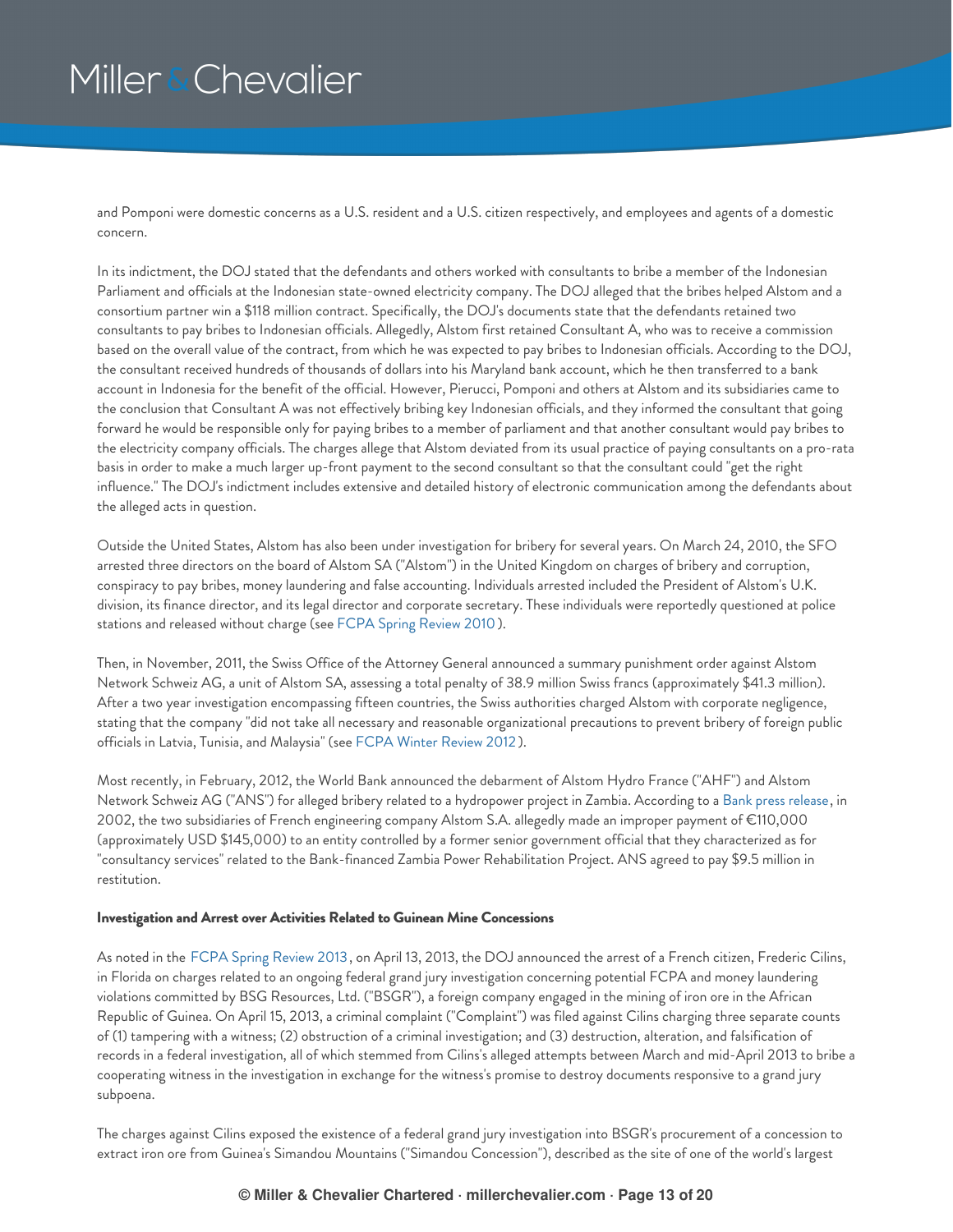and Pomponi were domestic concerns as a U.S. resident and a U.S. citizen respectively, and employees and agents of a domestic concern.

In its indictment, the DOJ stated that the defendants and others worked with consultants to bribe a member of the Indonesian Parliament and officials at the Indonesian state-owned electricity company. The DOJ alleged that the bribes helped Alstom and a consortium partner win a $118 million contract. Specifically, the DOJ's documents state that the defendants retained two consultants to pay bribes to Indonesian officials. Allegedly, Alstom first retained Consultant A, who was to receive a commission based on the overall value of the contract, from which he was expected to pay bribes to Indonesian officials. According to the DOJ, the consultant received hundreds of thousands of dollars into his Maryland bank account, which he then transferred to a bank account in Indonesia for the benefit of the official. However, Pierucci, Pomponi and others at Alstom and its subsidiaries came to the conclusion that Consultant A was not effectively bribing key Indonesian officials, and they informed the consultant that going forward he would be responsible only for paying bribes to a member of parliament and that another consultant would pay bribes to the electricity company officials. The charges allege that Alstom deviated from its usual practice of paying consultants on a pro-rata basis in order to make a much larger up-front payment to the second consultant so that the consultant could "get the right influence." The DOJ's indictment includes extensive and detailed history of electronic communication among the defendants about the alleged acts in question.

Outside the United States, Alstom has also been under investigation for bribery for several years. On March 24, 2010, the SFO arrested three directors on the board of Alstom SA ("Alstom") in the United Kingdom on charges of bribery and corruption, conspiracy to pay bribes, money laundering and false accounting. Individuals arrested included the President of Alstom's U.K. division, its finance director, and its legal director and corporate secretary. These individuals were reportedly questioned at police stations and released without charge (see FCPA Spring Review 2010).

Then, in November, 2011, the Swiss Office of the Attorney General announced a summary punishment order against Alstom Network Schweiz AG, a unit of Alstom SA, assessing a total penalty of 38.9 million Swiss francs (approximately $41.3 million). After a two year investigation encompassing fifteen countries, the Swiss authorities charged Alstom with corporate negligence, stating that the company "did not take all necessary and reasonable organizational precautions to prevent bribery of foreign public officials in Latvia, Tunisia, and Malaysia" (see FCPA Winter Review 2012).

Most recently, in February, 2012, the World Bank announced the debarment of Alstom Hydro France ("AHF") and Alstom Network Schweiz AG ("ANS") for alleged bribery related to a hydropower project in Zambia. According to a Bank press release, in 2002, the two subsidiaries of French engineering company Alstom S.A. allegedly made an improper payment of €110,000 (approximately USD $145,000) to an entity controlled by a former senior government official that they characterized as for "consultancy services" related to the Bank-financed Zambia Power Rehabilitation Project. ANS agreed to pay $9.5 million in restitution.

**Investigation and Arrest over Activities Related to Guinean Mine Concessions**

As noted in the FCPA Spring Review 2013, on April 13, 2013, the DOJ announced the arrest of a French citizen, Frederic Cilins, in Florida on charges related to an ongoing federal grand jury investigation concerning potential FCPA and money laundering violations committed by BSG Resources, Ltd. ("BSGR"), a foreign company engaged in the mining of iron ore in the African Republic of Guinea. On April 15, 2013, a criminal complaint ("Complaint") was filed against Cilins charging three separate counts of (1) tampering with a witness; (2) obstruction of a criminal investigation; and (3) destruction, alteration, and falsification of records in a federal investigation, all of which stemmed from Cilins's alleged attempts between March and mid-April 2013 to bribe a cooperating witness in the investigation in exchange for the witness's promise to destroy documents responsive to a grand jury subpoena.

The charges against Cilins exposed the existence of a federal grand jury investigation into BSGR's procurement of a concession to extract iron ore from Guinea's Simandou Mountains ("Simandou Concession"), described as the site of one of the world's largest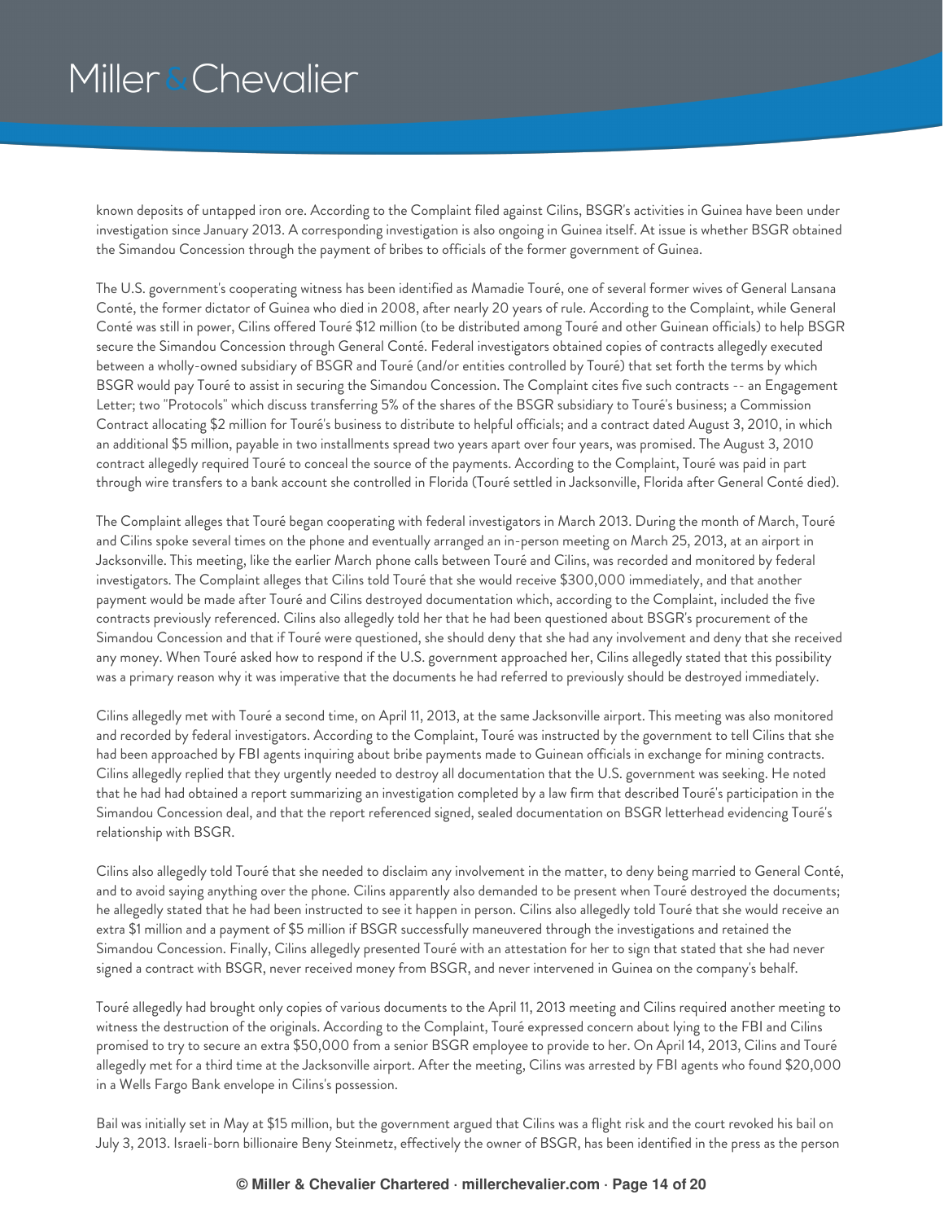known deposits of untapped iron ore. According to the Complaint filed against Cilins, BSGR's activities in Guinea have been under investigation since January 2013. A corresponding investigation is also ongoing in Guinea itself. At issue is whether BSGR obtained the Simandou Concession through the payment of bribes to officials of the former government of Guinea.

The U.S. government's cooperating witness has been identified as Mamadie Touré, one of several former wives of General Lansana Conté, the former dictator of Guinea who died in 2008, after nearly 20 years of rule. According to the Complaint, while General Conté was still in power, Cilins offered Touré $12 million (to be distributed among Touré and other Guinean officials) to help BSGR secure the Simandou Concession through General Conté. Federal investigators obtained copies of contracts allegedly executed between a wholly-owned subsidiary of BSGR and Touré (and/or entities controlled by Touré) that set forth the terms by which BSGR would pay Touré to assist in securing the Simandou Concession. The Complaint cites five such contracts -- an Engagement Letter; two "Protocols" which discuss transferring 5% of the shares of the BSGR subsidiary to Touré's business; a Commission Contract allocating $2 million for Touré's business to distribute to helpful officials; and a contract dated August 3, 2010, in which an additional $5 million, payable in two installments spread two years apart over four years, was promised. The August 3, 2010 contract allegedly required Touré to conceal the source of the payments. According to the Complaint, Touré was paid in part through wire transfers to a bank account she controlled in Florida (Touré settled in Jacksonville, Florida after General Conté died).

The Complaint alleges that Touré began cooperating with federal investigators in March 2013. During the month of March, Touré and Cilins spoke several times on the phone and eventually arranged an in-person meeting on March 25, 2013, at an airport in Jacksonville. This meeting, like the earlier March phone calls between Touré and Cilins, was recorded and monitored by federal investigators. The Complaint alleges that Cilins told Touré that she would receive $300,000 immediately, and that another payment would be made after Touré and Cilins destroyed documentation which, according to the Complaint, included the five contracts previously referenced. Cilins also allegedly told her that he had been questioned about BSGR's procurement of the Simandou Concession and that if Touré were questioned, she should deny that she had any involvement and deny that she received any money. When Touré asked how to respond if the U.S. government approached her, Cilins allegedly stated that this possibility was a primary reason why it was imperative that the documents he had referred to previously should be destroyed immediately.

Cilins allegedly met with Touré a second time, on April 11, 2013, at the same Jacksonville airport. This meeting was also monitored and recorded by federal investigators. According to the Complaint, Touré was instructed by the government to tell Cilins that she had been approached by FBI agents inquiring about bribe payments made to Guinean officials in exchange for mining contracts. Cilins allegedly replied that they urgently needed to destroy all documentation that the U.S. government was seeking. He noted that he had had obtained a report summarizing an investigation completed by a law firm that described Touré's participation in the Simandou Concession deal, and that the report referenced signed, sealed documentation on BSGR letterhead evidencing Touré's relationship with BSGR.

Cilins also allegedly told Touré that she needed to disclaim any involvement in the matter, to deny being married to General Conté, and to avoid saying anything over the phone. Cilins apparently also demanded to be present when Touré destroyed the documents; he allegedly stated that he had been instructed to see it happen in person. Cilins also allegedly told Touré that she would receive an extra $1 million and a payment of $5 million if BSGR successfully maneuvered through the investigations and retained the Simandou Concession. Finally, Cilins allegedly presented Touré with an attestation for her to sign that stated that she had never signed a contract with BSGR, never received money from BSGR, and never intervened in Guinea on the company's behalf.

Touré allegedly had brought only copies of various documents to the April 11, 2013 meeting and Cilins required another meeting to witness the destruction of the originals. According to the Complaint, Touré expressed concern about lying to the FBI and Cilins promised to try to secure an extra $50,000 from a senior BSGR employee to provide to her. On April 14, 2013, Cilins and Touré allegedly met for a third time at the Jacksonville airport. After the meeting, Cilins was arrested by FBI agents who found $20,000 in a Wells Fargo Bank envelope in Cilins's possession.

Bail was initially set in May at $15 million, but the government argued that Cilins was a flight risk and the court revoked his bail on July 3, 2013. Israeli-born billionaire Beny Steinmetz, effectively the owner of BSGR, has been identified in the press as the person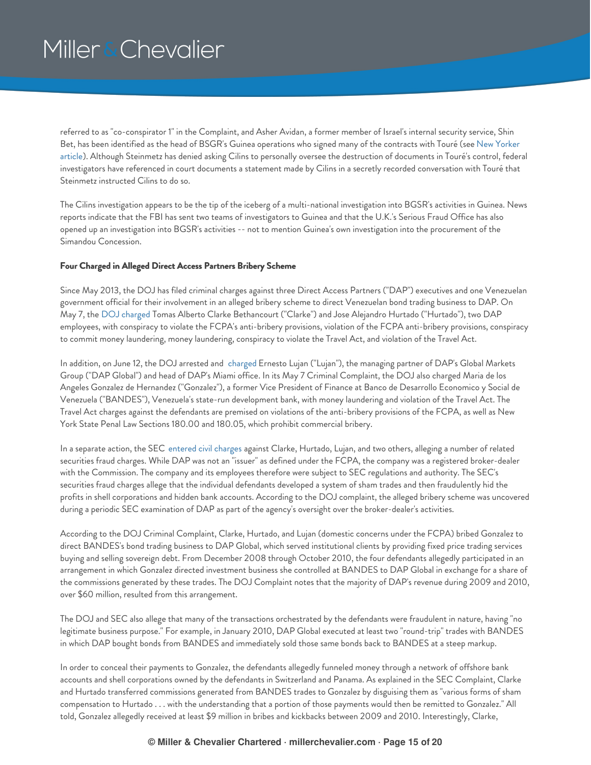referred to as "co-conspirator 1" in the Complaint, and Asher Avidan, a former member of Israel's internal security service, Shin Bet, has been identified as the head of BSGR's Guinea operations who signed many of the contracts with Touré (see New Yorker article). Although Steinmetz has denied asking Cilins to personally oversee the destruction of documents in Touré's control, federal investigators have referenced in court documents a statement made by Cilins in a secretly recorded conversation with Touré that Steinmetz instructed Cilins to do so.

The Cilins investigation appears to be the tip of the iceberg of a multi-national investigation into BSGR's activities in Guinea. News reports indicate that the FBI has sent two teams of investigators to Guinea and that the U.K.'s Serious Fraud Office has also opened up an investigation into BSGR's activities -- not to mention Guinea's own investigation into the procurement of the Simandou Concession.

**Four Charged in Alleged Direct Access Partners Bribery Scheme**

Since May 2013, the DOJ has filed criminal charges against three Direct Access Partners ("DAP") executives and one Venezuelan government official for their involvement in an alleged bribery scheme to direct Venezuelan bond trading business to DAP. On May 7, the DOJ charged Tomas Alberto Clarke Bethancourt ("Clarke") and Jose Alejandro Hurtado ("Hurtado"), two DAP employees, with conspiracy to violate the FCPA's anti-bribery provisions, violation of the FCPA anti-bribery provisions, conspiracy to commit money laundering, money laundering, conspiracy to violate the Travel Act, and violation of the Travel Act.

In addition, on June 12, the DOJ arrested and charged Ernesto Lujan ("Lujan"), the managing partner of DAP's Global Markets Group ("DAP Global") and head of DAP's Miami office. In its May 7 Criminal Complaint, the DOJ also charged Maria de los Angeles Gonzalez de Hernandez ("Gonzalez"), a former Vice President of Finance at Banco de Desarrollo Economico y Social de Venezuela ("BANDES"), Venezuela's state-run development bank, with money laundering and violation of the Travel Act. The Travel Act charges against the defendants are premised on violations of the anti-bribery provisions of the FCPA, as well as New York State Penal Law Sections 180.00 and 180.05, which prohibit commercial bribery.

In a separate action, the SEC entered civil charges against Clarke, Hurtado, Lujan, and two others, alleging a number of related securities fraud charges. While DAP was not an "issuer" as defined under the FCPA, the company was a registered broker-dealer with the Commission. The company and its employees therefore were subject to SEC regulations and authority. The SEC's securities fraud charges allege that the individual defendants developed a system of sham trades and then fraudulently hid the profits in shell corporations and hidden bank accounts. According to the DOJ complaint, the alleged bribery scheme was uncovered during a periodic SEC examination of DAP as part of the agency's oversight over the broker-dealer's activities.

According to the DOJ Criminal Complaint, Clarke, Hurtado, and Lujan (domestic concerns under the FCPA) bribed Gonzalez to direct BANDES's bond trading business to DAP Global, which served institutional clients by providing fixed price trading services buying and selling sovereign debt. From December 2008 through October 2010, the four defendants allegedly participated in an arrangement in which Gonzalez directed investment business she controlled at BANDES to DAP Global in exchange for a share of the commissions generated by these trades. The DOJ Complaint notes that the majority of DAP's revenue during 2009 and 2010, over $60 million, resulted from this arrangement.

The DOJ and SEC also allege that many of the transactions orchestrated by the defendants were fraudulent in nature, having "no legitimate business purpose." For example, in January 2010, DAP Global executed at least two "round-trip" trades with BANDES in which DAP bought bonds from BANDES and immediately sold those same bonds back to BANDES at a steep markup.

In order to conceal their payments to Gonzalez, the defendants allegedly funneled money through a network of offshore bank accounts and shell corporations owned by the defendants in Switzerland and Panama. As explained in the SEC Complaint, Clarke and Hurtado transferred commissions generated from BANDES trades to Gonzalez by disguising them as "various forms of sham compensation to Hurtado . . . with the understanding that a portion of those payments would then be remitted to Gonzalez." All told, Gonzalez allegedly received at least $9 million in bribes and kickbacks between 2009 and 2010. Interestingly, Clarke,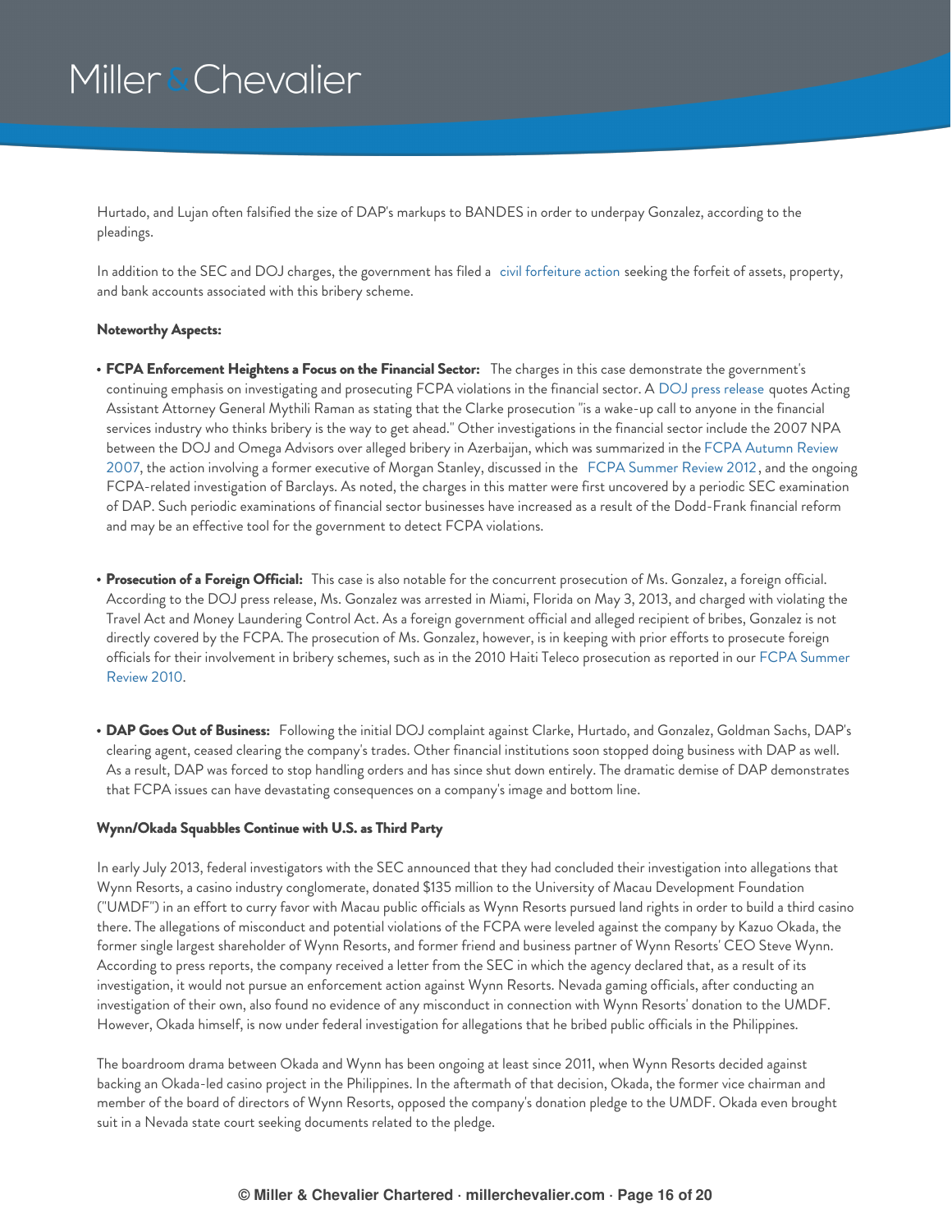Hurtado, and Lujan often falsified the size of DAP's markups to BANDES in order to underpay Gonzalez, according to the pleadings.

In addition to the SEC and DOJ charges, the government has filed a civil forfeiture action seeking the forfeit of assets, property, and bank accounts associated with this bribery scheme.

**Noteworthy Aspects:**

- **FCPA Enforcement Heightens a Focus on the Financial Sector:** The charges in this case demonstrate the government's continuing emphasis on investigating and prosecuting FCPA violations in the financial sector. A DOJ press release quotes Acting Assistant Attorney General Mythili Raman as stating that the Clarke prosecution "is a wake-up call to anyone in the financial services industry who thinks bribery is the way to get ahead." Other investigations in the financial sector include the 2007 NPA between the DOJ and Omega Advisors over alleged bribery in Azerbaijan, which was summarized in the FCPA Autumn Review 2007, the action involving a former executive of Morgan Stanley, discussed in the FCPA Summer Review 2012, and the ongoing FCPA-related investigation of Barclays. As noted, the charges in this matter were first uncovered by a periodic SEC examination of DAP. Such periodic examinations of financial sector businesses have increased as a result of the Dodd-Frank financial reform and may be an effective tool for the government to detect FCPA violations.

- **Prosecution of a Foreign Official:** This case is also notable for the concurrent prosecution of Ms. Gonzalez, a foreign official. According to the DOJ press release, Ms. Gonzalez was arrested in Miami, Florida on May 3, 2013, and charged with violating the Travel Act and Money Laundering Control Act. As a foreign government official and alleged recipient of bribes, Gonzalez is not directly covered by the FCPA. The prosecution of Ms. Gonzalez, however, is in keeping with prior efforts to prosecute foreign officials for their involvement in bribery schemes, such as in the 2010 Haiti Teleco prosecution as reported in our FCPA Summer Review 2010.

- **DAP Goes Out of Business:** Following the initial DOJ complaint against Clarke, Hurtado, and Gonzalez, Goldman Sachs, DAP's clearing agent, ceased clearing the company's trades. Other financial institutions soon stopped doing business with DAP as well. As a result, DAP was forced to stop handling orders and has since shut down entirely. The dramatic demise of DAP demonstrates that FCPA issues can have devastating consequences on a company's image and bottom line.

**Wynn/Okada Squabbles Continue with U.S. as Third Party**

In early July 2013, federal investigators with the SEC announced that they had concluded their investigation into allegations that Wynn Resorts, a casino industry conglomerate, donated $135 million to the University of Macau Development Foundation ("UMDF") in an effort to curry favor with Macau public officials as Wynn Resorts pursued land rights in order to build a third casino there. The allegations of misconduct and potential violations of the FCPA were leveled against the company by Kazuo Okada, the former single largest shareholder of Wynn Resorts, and former friend and business partner of Wynn Resorts' CEO Steve Wynn. According to press reports, the company received a letter from the SEC in which the agency declared that, as a result of its investigation, it would not pursue an enforcement action against Wynn Resorts. Nevada gaming officials, after conducting an investigation of their own, also found no evidence of any misconduct in connection with Wynn Resorts' donation to the UMDF. However, Okada himself, is now under federal investigation for allegations that he bribed public officials in the Philippines.

The boardroom drama between Okada and Wynn has been ongoing at least since 2011, when Wynn Resorts decided against backing an Okada-led casino project in the Philippines. In the aftermath of that decision, Okada, the former vice chairman and member of the board of directors of Wynn Resorts, opposed the company's donation pledge to the UMDF. Okada even brought suit in a Nevada state court seeking documents related to the pledge.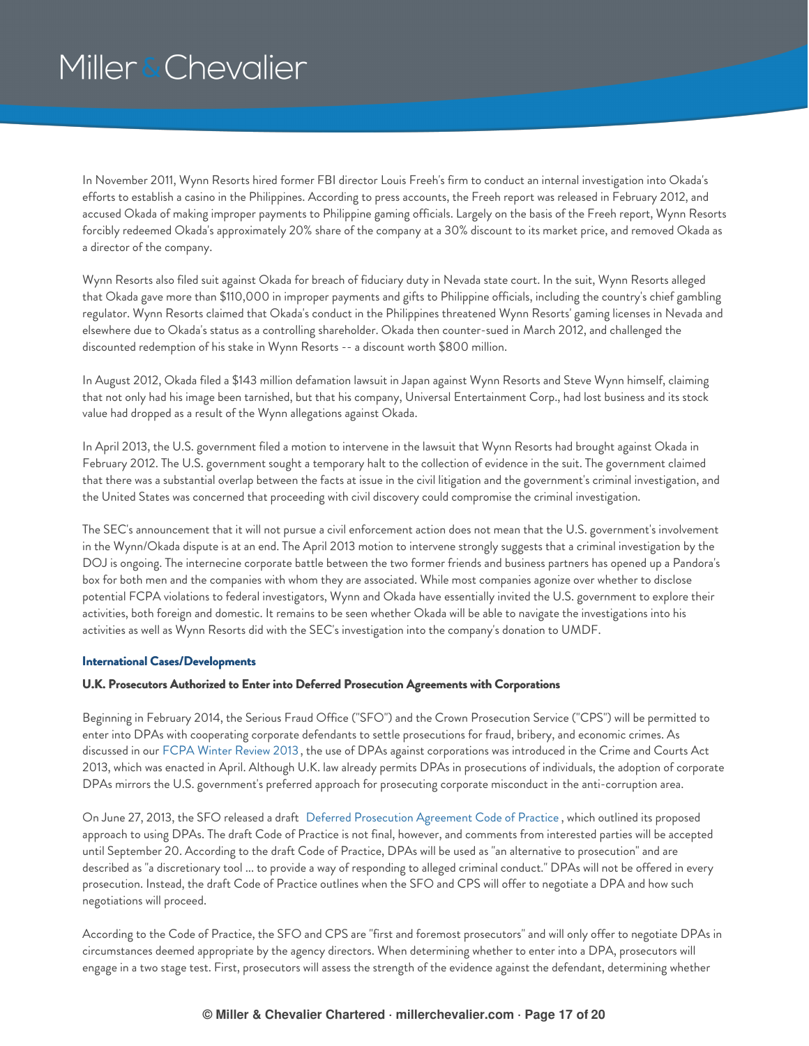In November 2011, Wynn Resorts hired former FBI director Louis Freeh's firm to conduct an internal investigation into Okada's efforts to establish a casino in the Philippines. According to press accounts, the Freeh report was released in February 2012, and accused Okada of making improper payments to Philippine gaming officials. Largely on the basis of the Freeh report, Wynn Resorts forcibly redeemed Okada's approximately 20% share of the company at a 30% discount to its market price, and removed Okada as a director of the company.

Wynn Resorts also filed suit against Okada for breach of fiduciary duty in Nevada state court. In the suit, Wynn Resorts alleged that Okada gave more than $110,000 in improper payments and gifts to Philippine officials, including the country's chief gambling regulator. Wynn Resorts claimed that Okada's conduct in the Philippines threatened Wynn Resorts' gaming licenses in Nevada and elsewhere due to Okada's status as a controlling shareholder. Okada then counter-sued in March 2012, and challenged the discounted redemption of his stake in Wynn Resorts -- a discount worth $800 million.

In August 2012, Okada filed a $143 million defamation lawsuit in Japan against Wynn Resorts and Steve Wynn himself, claiming that not only had his image been tarnished, but that his company, Universal Entertainment Corp., had lost business and its stock value had dropped as a result of the Wynn allegations against Okada.

In April 2013, the U.S. government filed a motion to intervene in the lawsuit that Wynn Resorts had brought against Okada in February 2012. The U.S. government sought a temporary halt to the collection of evidence in the suit. The government claimed that there was a substantial overlap between the facts at issue in the civil litigation and the government's criminal investigation, and the United States was concerned that proceeding with civil discovery could compromise the criminal investigation.

The SEC's announcement that it will not pursue a civil enforcement action does not mean that the U.S. government's involvement in the Wynn/Okada dispute is at an end. The April 2013 motion to intervene strongly suggests that a criminal investigation by the DOJ is ongoing. The internecine corporate battle between the two former friends and business partners has opened up a Pandora's box for both men and the companies with whom they are associated. While most companies agonize over whether to disclose potential FCPA violations to federal investigators, Wynn and Okada have essentially invited the U.S. government to explore their activities, both foreign and domestic. It remains to be seen whether Okada will be able to navigate the investigations into his activities as well as Wynn Resorts did with the SEC's investigation into the company's donation to UMDF.

## International Cases/Developments

### U.K. Prosecutors Authorized to Enter into Deferred Prosecution Agreements with Corporations

Beginning in February 2014, the Serious Fraud Office ("SFO") and the Crown Prosecution Service ("CPS") will be permitted to enter into DPAs with cooperating corporate defendants to settle prosecutions for fraud, bribery, and economic crimes. As discussed in our FCPA Winter Review 2013, the use of DPAs against corporations was introduced in the Crime and Courts Act 2013, which was enacted in April. Although U.K. law already permits DPAs in prosecutions of individuals, the adoption of corporate DPAs mirrors the U.S. government's preferred approach for prosecuting corporate misconduct in the anti-corruption area.

On June 27, 2013, the SFO released a draft Deferred Prosecution Agreement Code of Practice, which outlined its proposed approach to using DPAs. The draft Code of Practice is not final, however, and comments from interested parties will be accepted until September 20. According to the draft Code of Practice, DPAs will be used as "an alternative to prosecution" and are described as "a discretionary tool ... to provide a way of responding to alleged criminal conduct." DPAs will not be offered in every prosecution. Instead, the draft Code of Practice outlines when the SFO and CPS will offer to negotiate a DPA and how such negotiations will proceed.

According to the Code of Practice, the SFO and CPS are "first and foremost prosecutors" and will only offer to negotiate DPAs in circumstances deemed appropriate by the agency directors. When determining whether to enter into a DPA, prosecutors will engage in a two stage test. First, prosecutors will assess the strength of the evidence against the defendant, determining whether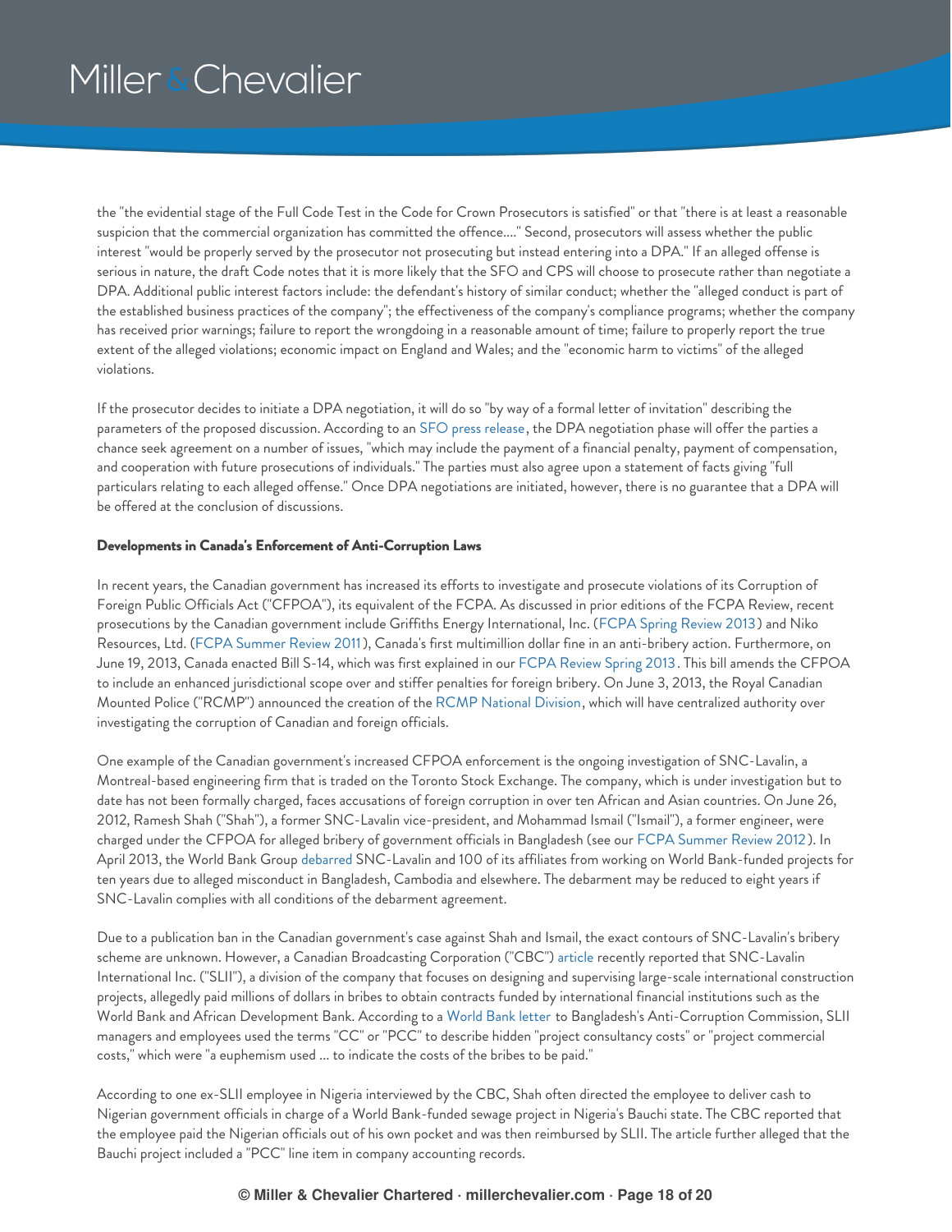the "the evidential stage of the Full Code Test in the Code for Crown Prosecutors is satisfied" or that "there is at least a reasonable suspicion that the commercial organization has committed the offence...." Second, prosecutors will assess whether the public interest "would be properly served by the prosecutor not prosecuting but instead entering into a DPA." If an alleged offense is serious in nature, the draft Code notes that it is more likely that the SFO and CPS will choose to prosecute rather than negotiate a DPA. Additional public interest factors include: the defendant's history of similar conduct; whether the "alleged conduct is part of the established business practices of the company"; the effectiveness of the company's compliance programs; whether the company has received prior warnings; failure to report the wrongdoing in a reasonable amount of time; failure to properly report the true extent of the alleged violations; economic impact on England and Wales; and the "economic harm to victims" of the alleged violations.

If the prosecutor decides to initiate a DPA negotiation, it will do so "by way of a formal letter of invitation" describing the parameters of the proposed discussion. According to an SFO press release, the DPA negotiation phase will offer the parties a chance seek agreement on a number of issues, "which may include the payment of a financial penalty, payment of compensation, and cooperation with future prosecutions of individuals." The parties must also agree upon a statement of facts giving "full particulars relating to each alleged offense." Once DPA negotiations are initiated, however, there is no guarantee that a DPA will be offered at the conclusion of discussions.

**Developments in Canada's Enforcement of Anti-Corruption Laws**

In recent years, the Canadian government has increased its efforts to investigate and prosecute violations of its Corruption of Foreign Public Officials Act ("CFPOA"), its equivalent of the FCPA. As discussed in prior editions of the FCPA Review, recent prosecutions by the Canadian government include Griffiths Energy International, Inc. (FCPA Spring Review 2013) and Niko Resources, Ltd. (FCPA Summer Review 2011), Canada's first multimillion dollar fine in an anti-bribery action. Furthermore, on June 19, 2013, Canada enacted Bill S-14, which was first explained in our FCPA Review Spring 2013. This bill amends the CFPOA to include an enhanced jurisdictional scope over and stiffer penalties for foreign bribery. On June 3, 2013, the Royal Canadian Mounted Police ("RCMP") announced the creation of the RCMP National Division, which will have centralized authority over investigating the corruption of Canadian and foreign officials.

One example of the Canadian government's increased CFPOA enforcement is the ongoing investigation of SNC-Lavalin, a Montreal-based engineering firm that is traded on the Toronto Stock Exchange. The company, which is under investigation but to date has not been formally charged, faces accusations of foreign corruption in over ten African and Asian countries. On June 26, 2012, Ramesh Shah ("Shah"), a former SNC-Lavalin vice-president, and Mohammad Ismail ("Ismail"), a former engineer, were charged under the CFPOA for alleged bribery of government officials in Bangladesh (see our FCPA Summer Review 2012). In April 2013, the World Bank Group debarred SNC-Lavalin and 100 of its affiliates from working on World Bank-funded projects for ten years due to alleged misconduct in Bangladesh, Cambodia and elsewhere. The debarment may be reduced to eight years if SNC-Lavalin complies with all conditions of the debarment agreement.

Due to a publication ban in the Canadian government's case against Shah and Ismail, the exact contours of SNC-Lavalin's bribery scheme are unknown. However, a Canadian Broadcasting Corporation ("CBC") article recently reported that SNC-Lavalin International Inc. ("SLII"), a division of the company that focuses on designing and supervising large-scale international construction projects, allegedly paid millions of dollars in bribes to obtain contracts funded by international financial institutions such as the World Bank and African Development Bank. According to a World Bank letter to Bangladesh's Anti-Corruption Commission, SLII managers and employees used the terms "CC" or "PCC" to describe hidden "project consultancy costs" or "project commercial costs," which were "a euphemism used ... to indicate the costs of the bribes to be paid."

According to one ex-SLII employee in Nigeria interviewed by the CBC, Shah often directed the employee to deliver cash to Nigerian government officials in charge of a World Bank-funded sewage project in Nigeria's Bauchi state. The CBC reported that the employee paid the Nigerian officials out of his own pocket and was then reimbursed by SLII. The article further alleged that the Bauchi project included a "PCC" line item in company accounting records.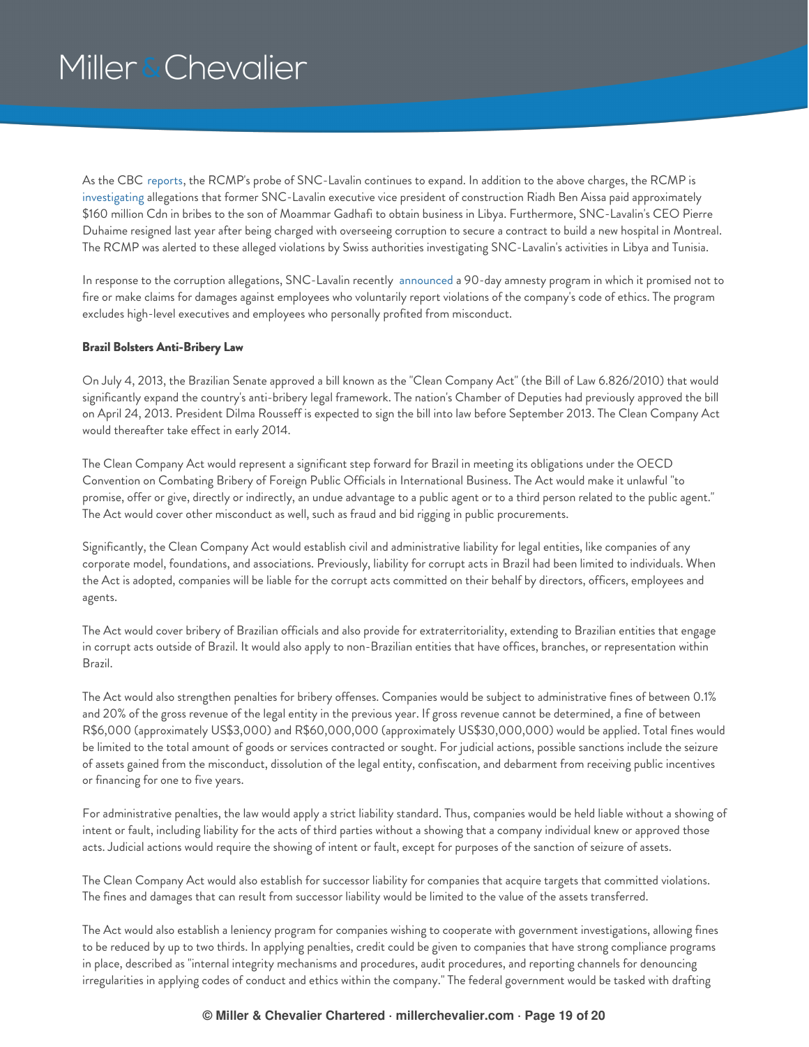As the CBC reports, the RCMP's probe of SNC-Lavalin continues to expand. In addition to the above charges, the RCMP is investigating allegations that former SNC-Lavalin executive vice president of construction Riadh Ben Aissa paid approximately $160 million Cdn in bribes to the son of Moammar Gadhafi to obtain business in Libya. Furthermore, SNC-Lavalin's CEO Pierre Duhaime resigned last year after being charged with overseeing corruption to secure a contract to build a new hospital in Montreal. The RCMP was alerted to these alleged violations by Swiss authorities investigating SNC-Lavalin's activities in Libya and Tunisia.

In response to the corruption allegations, SNC-Lavalin recently announced a 90-day amnesty program in which it promised not to fire or make claims for damages against employees who voluntarily report violations of the company's code of ethics. The program excludes high-level executives and employees who personally profited from misconduct.

**Brazil Bolsters Anti-Bribery Law**

On July 4, 2013, the Brazilian Senate approved a bill known as the "Clean Company Act" (the Bill of Law 6.826/2010) that would significantly expand the country's anti-bribery legal framework. The nation's Chamber of Deputies had previously approved the bill on April 24, 2013. President Dilma Rousseff is expected to sign the bill into law before September 2013. The Clean Company Act would thereafter take effect in early 2014.

The Clean Company Act would represent a significant step forward for Brazil in meeting its obligations under the OECD Convention on Combating Bribery of Foreign Public Officials in International Business. The Act would make it unlawful "to promise, offer or give, directly or indirectly, an undue advantage to a public agent or to a third person related to the public agent." The Act would cover other misconduct as well, such as fraud and bid rigging in public procurements.

Significantly, the Clean Company Act would establish civil and administrative liability for legal entities, like companies of any corporate model, foundations, and associations. Previously, liability for corrupt acts in Brazil had been limited to individuals. When the Act is adopted, companies will be liable for the corrupt acts committed on their behalf by directors, officers, employees and agents.

The Act would cover bribery of Brazilian officials and also provide for extraterritoriality, extending to Brazilian entities that engage in corrupt acts outside of Brazil. It would also apply to non-Brazilian entities that have offices, branches, or representation within Brazil.

The Act would also strengthen penalties for bribery offenses. Companies would be subject to administrative fines of between 0.1% and 20% of the gross revenue of the legal entity in the previous year. If gross revenue cannot be determined, a fine of between R$6,000 (approximately US$3,000) and R$60,000,000 (approximately US$30,000,000) would be applied. Total fines would be limited to the total amount of goods or services contracted or sought. For judicial actions, possible sanctions include the seizure of assets gained from the misconduct, dissolution of the legal entity, confiscation, and debarment from receiving public incentives or financing for one to five years.

For administrative penalties, the law would apply a strict liability standard. Thus, companies would be held liable without a showing of intent or fault, including liability for the acts of third parties without a showing that a company individual knew or approved those acts. Judicial actions would require the showing of intent or fault, except for purposes of the sanction of seizure of assets.

The Clean Company Act would also establish for successor liability for companies that acquire targets that committed violations. The fines and damages that can result from successor liability would be limited to the value of the assets transferred.

The Act would also establish a leniency program for companies wishing to cooperate with government investigations, allowing fines to be reduced by up to two thirds. In applying penalties, credit could be given to companies that have strong compliance programs in place, described as "internal integrity mechanisms and procedures, audit procedures, and reporting channels for denouncing irregularities in applying codes of conduct and ethics within the company." The federal government would be tasked with drafting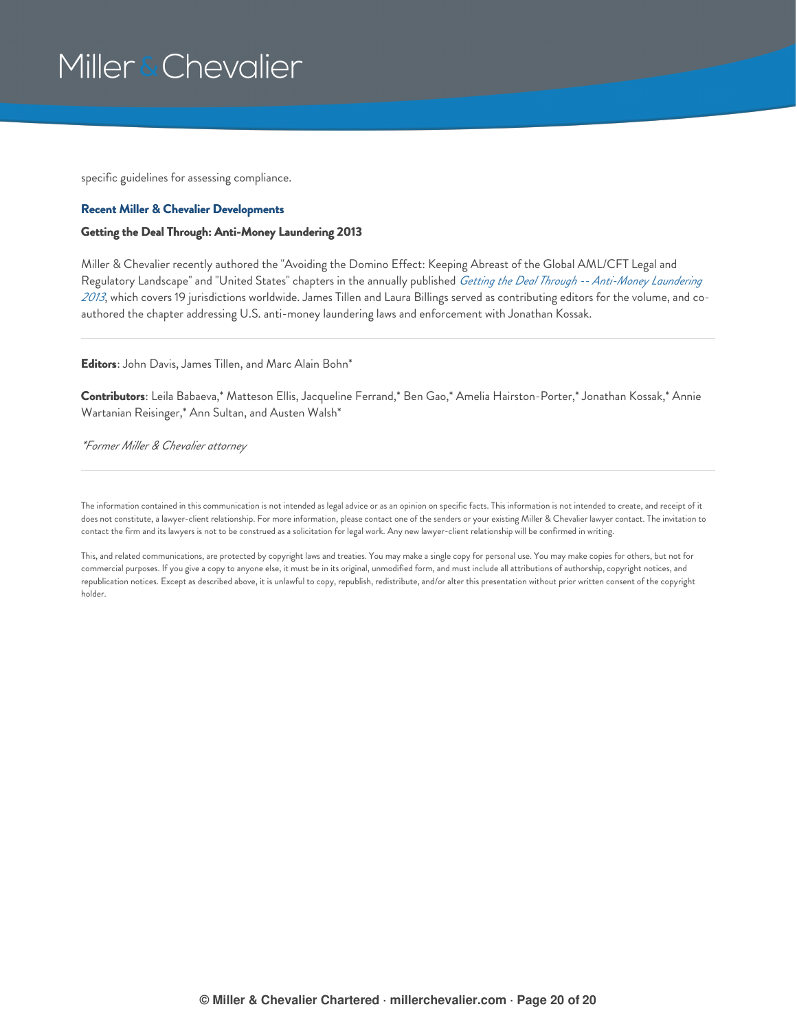specific guidelines for assessing compliance.

### Recent Miller & Chevalier Developments

**Getting the Deal Through: Anti-Money Laundering 2013**

Miller & Chevalier recently authored the "Avoiding the Domino Effect: Keeping Abreast of the Global AML/CFT Legal and Regulatory Landscape" and "United States" chapters in the annually published *Getting the Deal Through -- Anti-Money Laundering 2013*, which covers 19 jurisdictions worldwide. James Tillen and Laura Billings served as contributing editors for the volume, and co-authored the chapter addressing U.S. anti-money laundering laws and enforcement with Jonathan Kossak.

---

**Editors**: John Davis, James Tillen, and Marc Alain Bohn*

**Contributors**: Leila Babaeva,* Matteson Ellis, Jacqueline Ferrand,* Ben Gao,* Amelia Hairston-Porter,* Jonathan Kossak,* Annie Wartanian Reisinger,* Ann Sultan, and Austen Walsh*

*\*Former Miller & Chevalier attorney*

---

The information contained in this communication is not intended as legal advice or as an opinion on specific facts. This information is not intended to create, and receipt of it does not constitute, a lawyer-client relationship. For more information, please contact one of the senders or your existing Miller & Chevalier lawyer contact. The invitation to contact the firm and its lawyers is not to be construed as a solicitation for legal work. Any new lawyer-client relationship will be confirmed in writing.

This, and related communications, are protected by copyright laws and treaties. You may make a single copy for personal use. You may make copies for others, but not for commercial purposes. If you give a copy to anyone else, it must be in its original, unmodified form, and must include all attributions of authorship, copyright notices, and republication notices. Except as described above, it is unlawful to copy, republish, redistribute, and/or alter this presentation without prior written consent of the copyright holder.